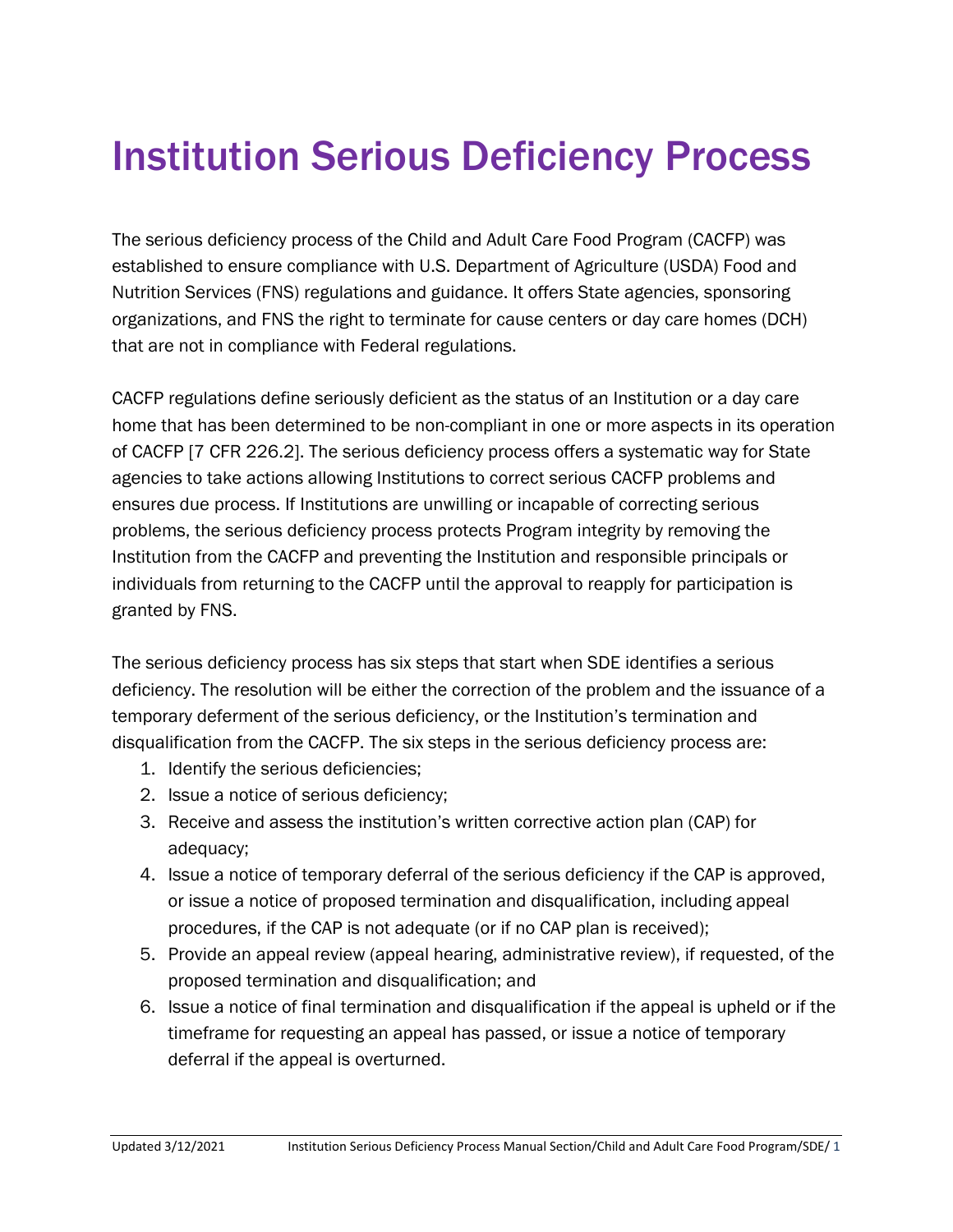# Institution Serious Deficiency Process

The serious deficiency process of the Child and Adult Care Food Program (CACFP) was established to ensure compliance with U.S. Department of Agriculture (USDA) Food and Nutrition Services (FNS) regulations and guidance. It offers State agencies, sponsoring organizations, and FNS the right to terminate for cause centers or day care homes (DCH) that are not in compliance with Federal regulations.

CACFP regulations define seriously deficient as the status of an Institution or a day care home that has been determined to be non-compliant in one or more aspects in its operation of CACFP [7 CFR 226.2]. The serious deficiency process offers a systematic way for State agencies to take actions allowing Institutions to correct serious CACFP problems and ensures due process. If Institutions are unwilling or incapable of correcting serious problems, the serious deficiency process protects Program integrity by removing the Institution from the CACFP and preventing the Institution and responsible principals or individuals from returning to the CACFP until the approval to reapply for participation is granted by FNS.

The serious deficiency process has six steps that start when SDE identifies a serious deficiency. The resolution will be either the correction of the problem and the issuance of a temporary deferment of the serious deficiency, or the Institution's termination and disqualification from the CACFP. The six steps in the serious deficiency process are:

1. Identify the serious deficiencies;
2. Issue a notice of serious deficiency;
3. Receive and assess the institution's written corrective action plan (CAP) for adequacy;
4. Issue a notice of temporary deferral of the serious deficiency if the CAP is approved, or issue a notice of proposed termination and disqualification, including appeal procedures, if the CAP is not adequate (or if no CAP plan is received);
5. Provide an appeal review (appeal hearing, administrative review), if requested, of the proposed termination and disqualification; and
6. Issue a notice of final termination and disqualification if the appeal is upheld or if the timeframe for requesting an appeal has passed, or issue a notice of temporary deferral if the appeal is overturned.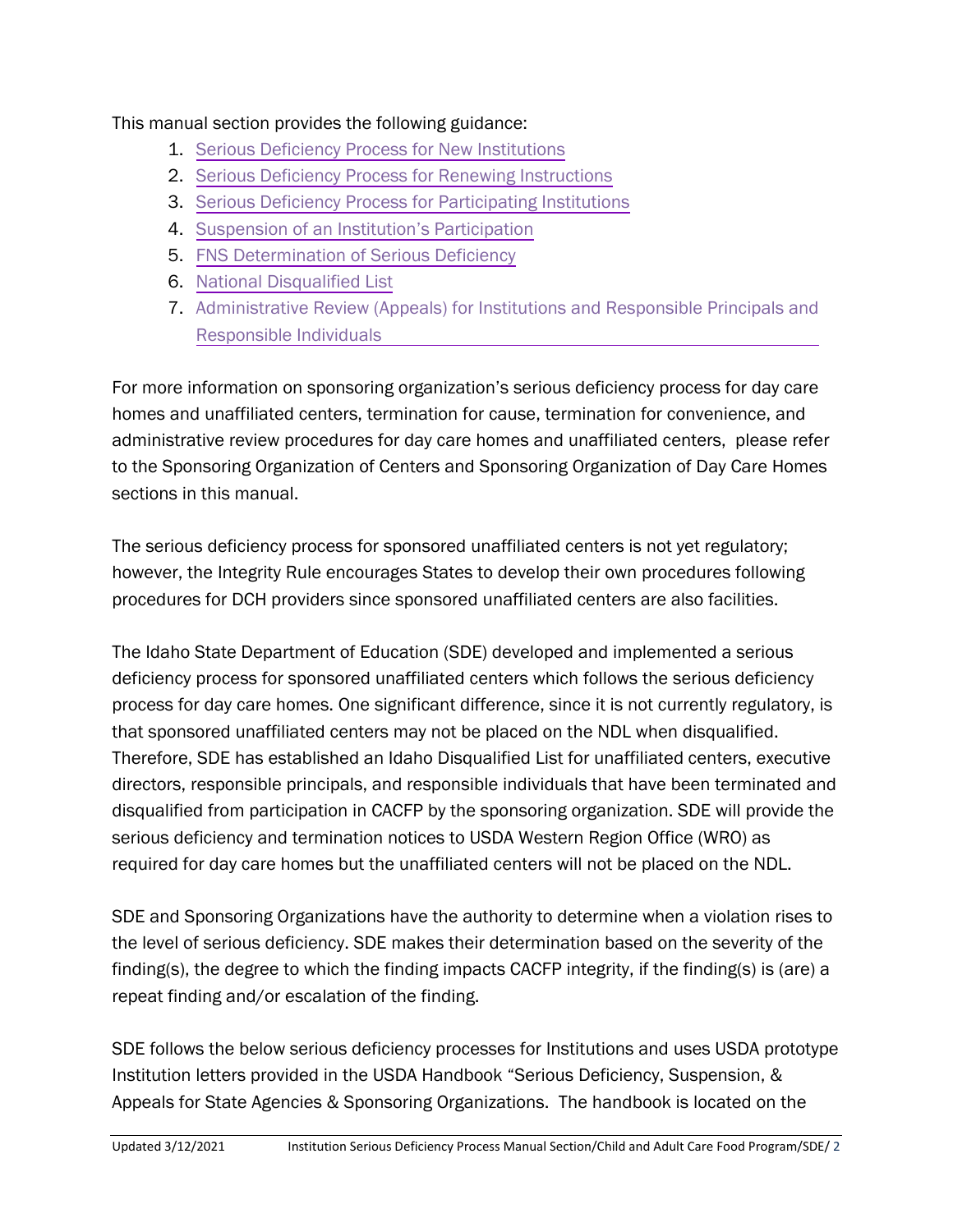This manual section provides the following guidance:

1. Serious Deficiency Process for New Institutions
2. Serious Deficiency Process for Renewing Instructions
3. Serious Deficiency Process for Participating Institutions
4. Suspension of an Institution's Participation
5. FNS Determination of Serious Deficiency
6. National Disqualified List
7. Administrative Review (Appeals) for Institutions and Responsible Principals and Responsible Individuals

For more information on sponsoring organization's serious deficiency process for day care homes and unaffiliated centers, termination for cause, termination for convenience, and administrative review procedures for day care homes and unaffiliated centers, please refer to the Sponsoring Organization of Centers and Sponsoring Organization of Day Care Homes sections in this manual.

The serious deficiency process for sponsored unaffiliated centers is not yet regulatory; however, the Integrity Rule encourages States to develop their own procedures following procedures for DCH providers since sponsored unaffiliated centers are also facilities.

The Idaho State Department of Education (SDE) developed and implemented a serious deficiency process for sponsored unaffiliated centers which follows the serious deficiency process for day care homes. One significant difference, since it is not currently regulatory, is that sponsored unaffiliated centers may not be placed on the NDL when disqualified. Therefore, SDE has established an Idaho Disqualified List for unaffiliated centers, executive directors, responsible principals, and responsible individuals that have been terminated and disqualified from participation in CACFP by the sponsoring organization. SDE will provide the serious deficiency and termination notices to USDA Western Region Office (WRO) as required for day care homes but the unaffiliated centers will not be placed on the NDL.

SDE and Sponsoring Organizations have the authority to determine when a violation rises to the level of serious deficiency. SDE makes their determination based on the severity of the finding(s), the degree to which the finding impacts CACFP integrity, if the finding(s) is (are) a repeat finding and/or escalation of the finding.

SDE follows the below serious deficiency processes for Institutions and uses USDA prototype Institution letters provided in the USDA Handbook "Serious Deficiency, Suspension, & Appeals for State Agencies & Sponsoring Organizations. The handbook is located on the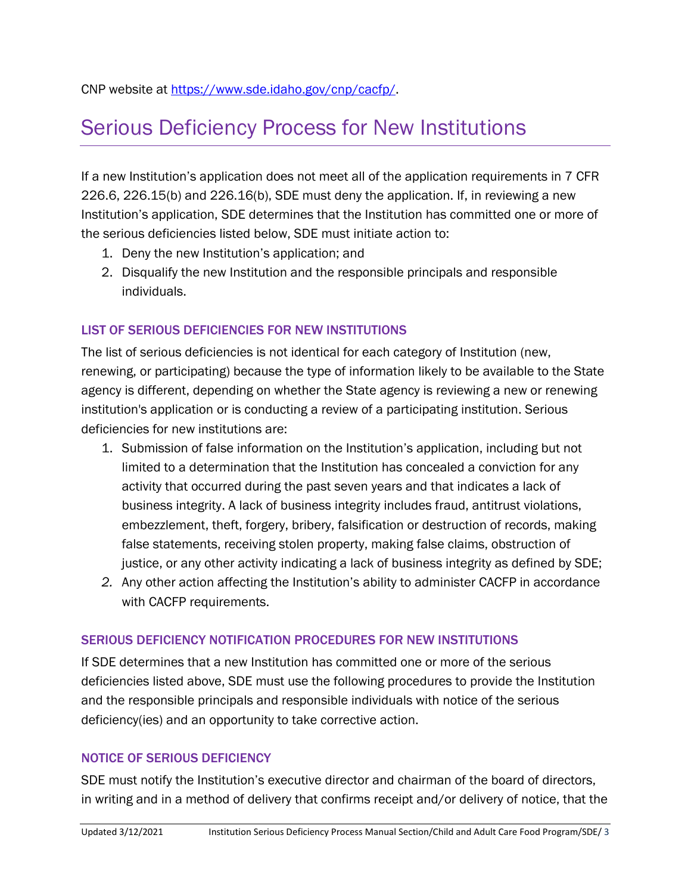CNP website at https://www.sde.idaho.gov/cnp/cacfp/.

# Serious Deficiency Process for New Institutions

If a new Institution's application does not meet all of the application requirements in 7 CFR 226.6, 226.15(b) and 226.16(b), SDE must deny the application. If, in reviewing a new Institution's application, SDE determines that the Institution has committed one or more of the serious deficiencies listed below, SDE must initiate action to:

1. Deny the new Institution's application; and
2. Disqualify the new Institution and the responsible principals and responsible individuals.

### LIST OF SERIOUS DEFICIENCIES FOR NEW INSTITUTIONS

The list of serious deficiencies is not identical for each category of Institution (new, renewing, or participating) because the type of information likely to be available to the State agency is different, depending on whether the State agency is reviewing a new or renewing institution's application or is conducting a review of a participating institution. Serious deficiencies for new institutions are:

1. Submission of false information on the Institution's application, including but not limited to a determination that the Institution has concealed a conviction for any activity that occurred during the past seven years and that indicates a lack of business integrity. A lack of business integrity includes fraud, antitrust violations, embezzlement, theft, forgery, bribery, falsification or destruction of records, making false statements, receiving stolen property, making false claims, obstruction of justice, or any other activity indicating a lack of business integrity as defined by SDE;
2. Any other action affecting the Institution's ability to administer CACFP in accordance with CACFP requirements.

### SERIOUS DEFICIENCY NOTIFICATION PROCEDURES FOR NEW INSTITUTIONS

If SDE determines that a new Institution has committed one or more of the serious deficiencies listed above, SDE must use the following procedures to provide the Institution and the responsible principals and responsible individuals with notice of the serious deficiency(ies) and an opportunity to take corrective action.

### NOTICE OF SERIOUS DEFICIENCY

SDE must notify the Institution's executive director and chairman of the board of directors, in writing and in a method of delivery that confirms receipt and/or delivery of notice, that the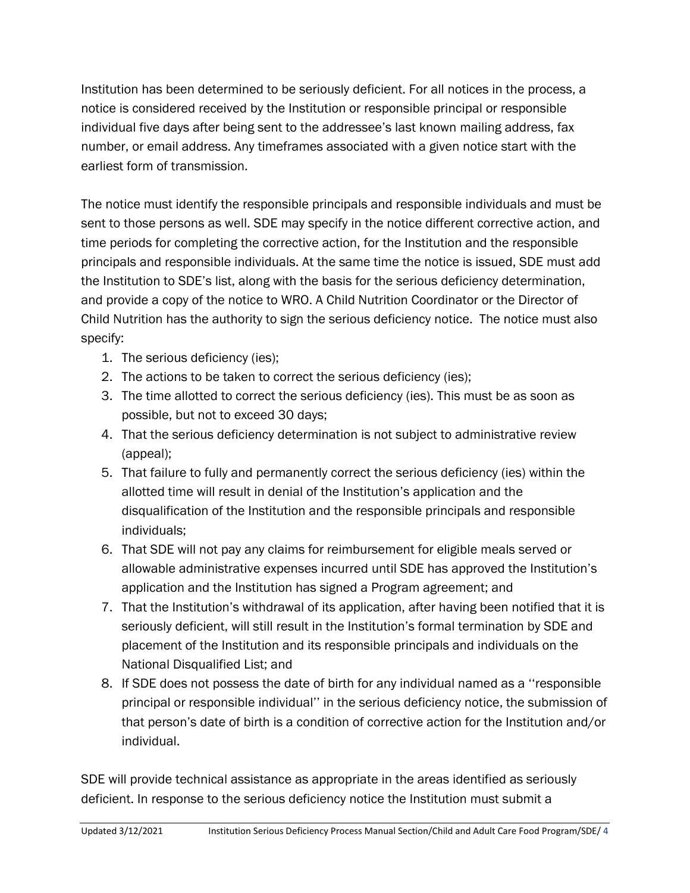Institution has been determined to be seriously deficient. For all notices in the process, a notice is considered received by the Institution or responsible principal or responsible individual five days after being sent to the addressee's last known mailing address, fax number, or email address. Any timeframes associated with a given notice start with the earliest form of transmission.

The notice must identify the responsible principals and responsible individuals and must be sent to those persons as well. SDE may specify in the notice different corrective action, and time periods for completing the corrective action, for the Institution and the responsible principals and responsible individuals. At the same time the notice is issued, SDE must add the Institution to SDE's list, along with the basis for the serious deficiency determination, and provide a copy of the notice to WRO. A Child Nutrition Coordinator or the Director of Child Nutrition has the authority to sign the serious deficiency notice. The notice must also specify:

1. The serious deficiency (ies);
2. The actions to be taken to correct the serious deficiency (ies);
3. The time allotted to correct the serious deficiency (ies). This must be as soon as possible, but not to exceed 30 days;
4. That the serious deficiency determination is not subject to administrative review (appeal);
5. That failure to fully and permanently correct the serious deficiency (ies) within the allotted time will result in denial of the Institution's application and the disqualification of the Institution and the responsible principals and responsible individuals;
6. That SDE will not pay any claims for reimbursement for eligible meals served or allowable administrative expenses incurred until SDE has approved the Institution's application and the Institution has signed a Program agreement; and
7. That the Institution's withdrawal of its application, after having been notified that it is seriously deficient, will still result in the Institution's formal termination by SDE and placement of the Institution and its responsible principals and individuals on the National Disqualified List; and
8. If SDE does not possess the date of birth for any individual named as a ''responsible principal or responsible individual'' in the serious deficiency notice, the submission of that person's date of birth is a condition of corrective action for the Institution and/or individual.

SDE will provide technical assistance as appropriate in the areas identified as seriously deficient. In response to the serious deficiency notice the Institution must submit a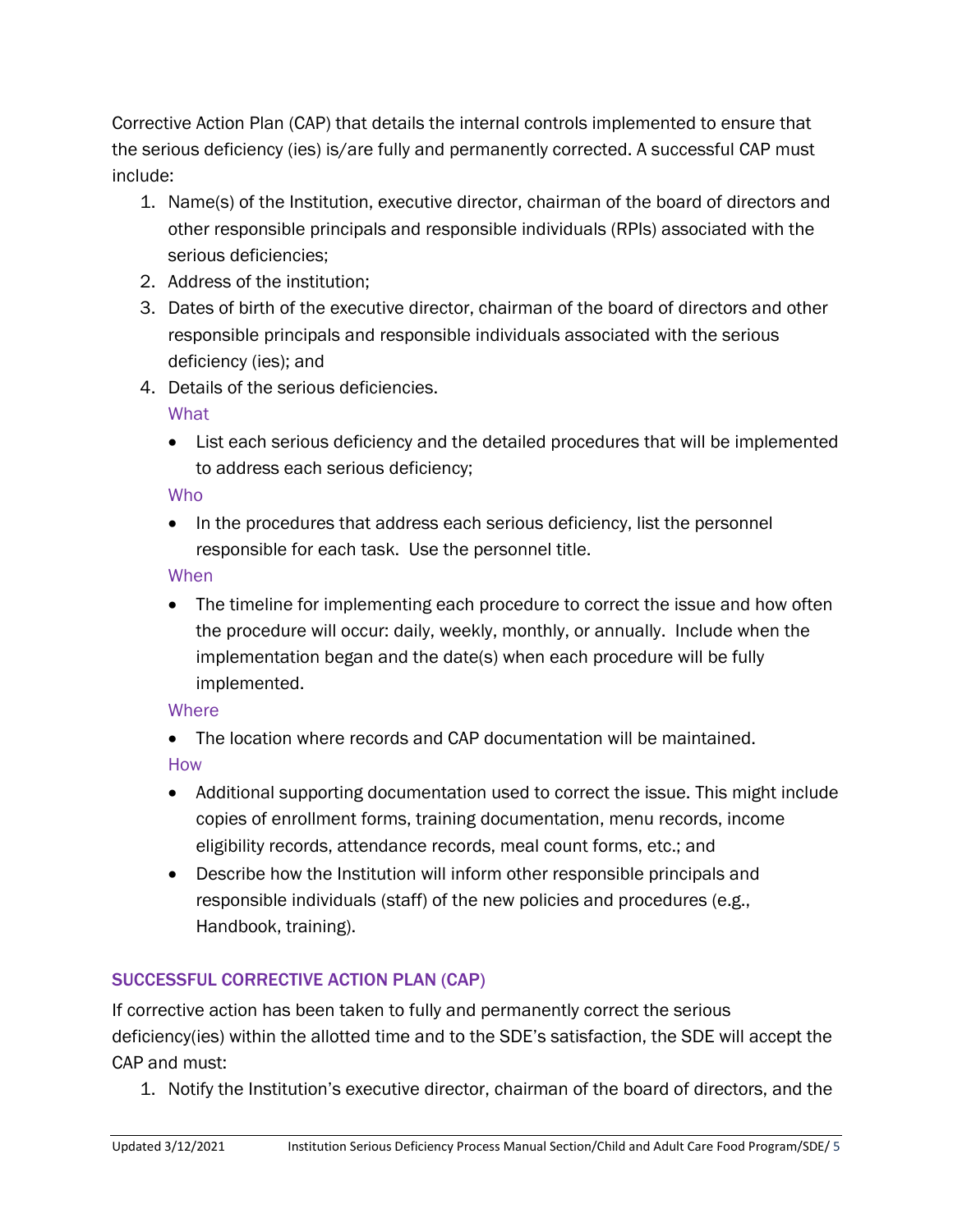Corrective Action Plan (CAP) that details the internal controls implemented to ensure that the serious deficiency (ies) is/are fully and permanently corrected. A successful CAP must include:

1. Name(s) of the Institution, executive director, chairman of the board of directors and other responsible principals and responsible individuals (RPIs) associated with the serious deficiencies;
2. Address of the institution;
3. Dates of birth of the executive director, chairman of the board of directors and other responsible principals and responsible individuals associated with the serious deficiency (ies); and
4. Details of the serious deficiencies.

   What

   - List each serious deficiency and the detailed procedures that will be implemented to address each serious deficiency;

   Who

   - In the procedures that address each serious deficiency, list the personnel responsible for each task. Use the personnel title.

   When

   - The timeline for implementing each procedure to correct the issue and how often the procedure will occur: daily, weekly, monthly, or annually. Include when the implementation began and the date(s) when each procedure will be fully implemented.

   Where

   - The location where records and CAP documentation will be maintained.

   How

   - Additional supporting documentation used to correct the issue. This might include copies of enrollment forms, training documentation, menu records, income eligibility records, attendance records, meal count forms, etc.; and
   - Describe how the Institution will inform other responsible principals and responsible individuals (staff) of the new policies and procedures (e.g., Handbook, training).

## SUCCESSFUL CORRECTIVE ACTION PLAN (CAP)

If corrective action has been taken to fully and permanently correct the serious deficiency(ies) within the allotted time and to the SDE's satisfaction, the SDE will accept the CAP and must:

1. Notify the Institution's executive director, chairman of the board of directors, and the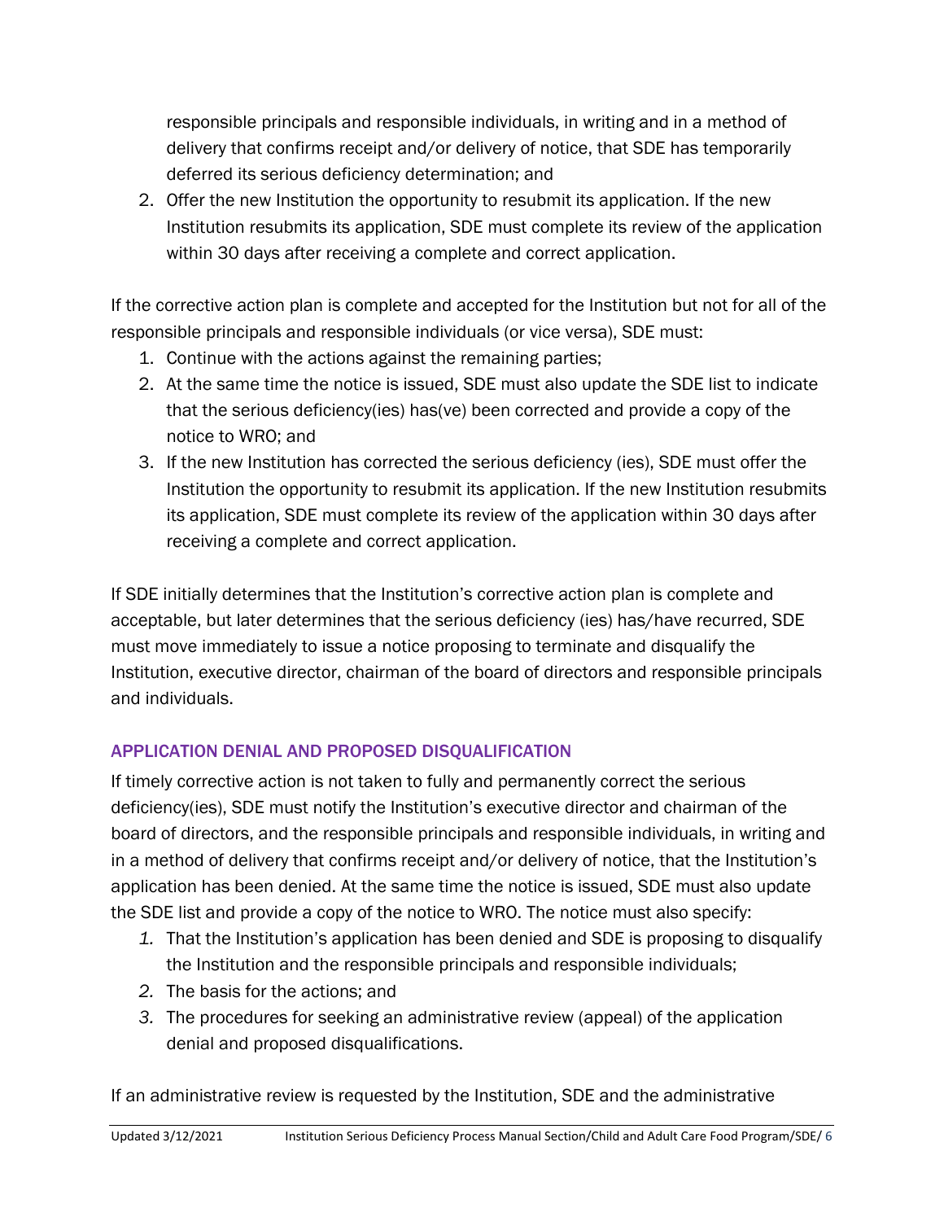responsible principals and responsible individuals, in writing and in a method of delivery that confirms receipt and/or delivery of notice, that SDE has temporarily deferred its serious deficiency determination; and

2. Offer the new Institution the opportunity to resubmit its application. If the new Institution resubmits its application, SDE must complete its review of the application within 30 days after receiving a complete and correct application.

If the corrective action plan is complete and accepted for the Institution but not for all of the responsible principals and responsible individuals (or vice versa), SDE must:

1. Continue with the actions against the remaining parties;
2. At the same time the notice is issued, SDE must also update the SDE list to indicate that the serious deficiency(ies) has(ve) been corrected and provide a copy of the notice to WRO; and
3. If the new Institution has corrected the serious deficiency (ies), SDE must offer the Institution the opportunity to resubmit its application. If the new Institution resubmits its application, SDE must complete its review of the application within 30 days after receiving a complete and correct application.

If SDE initially determines that the Institution's corrective action plan is complete and acceptable, but later determines that the serious deficiency (ies) has/have recurred, SDE must move immediately to issue a notice proposing to terminate and disqualify the Institution, executive director, chairman of the board of directors and responsible principals and individuals.

### APPLICATION DENIAL AND PROPOSED DISQUALIFICATION

If timely corrective action is not taken to fully and permanently correct the serious deficiency(ies), SDE must notify the Institution's executive director and chairman of the board of directors, and the responsible principals and responsible individuals, in writing and in a method of delivery that confirms receipt and/or delivery of notice, that the Institution's application has been denied. At the same time the notice is issued, SDE must also update the SDE list and provide a copy of the notice to WRO. The notice must also specify:

1. That the Institution's application has been denied and SDE is proposing to disqualify the Institution and the responsible principals and responsible individuals;
2. The basis for the actions; and
3. The procedures for seeking an administrative review (appeal) of the application denial and proposed disqualifications.

If an administrative review is requested by the Institution, SDE and the administrative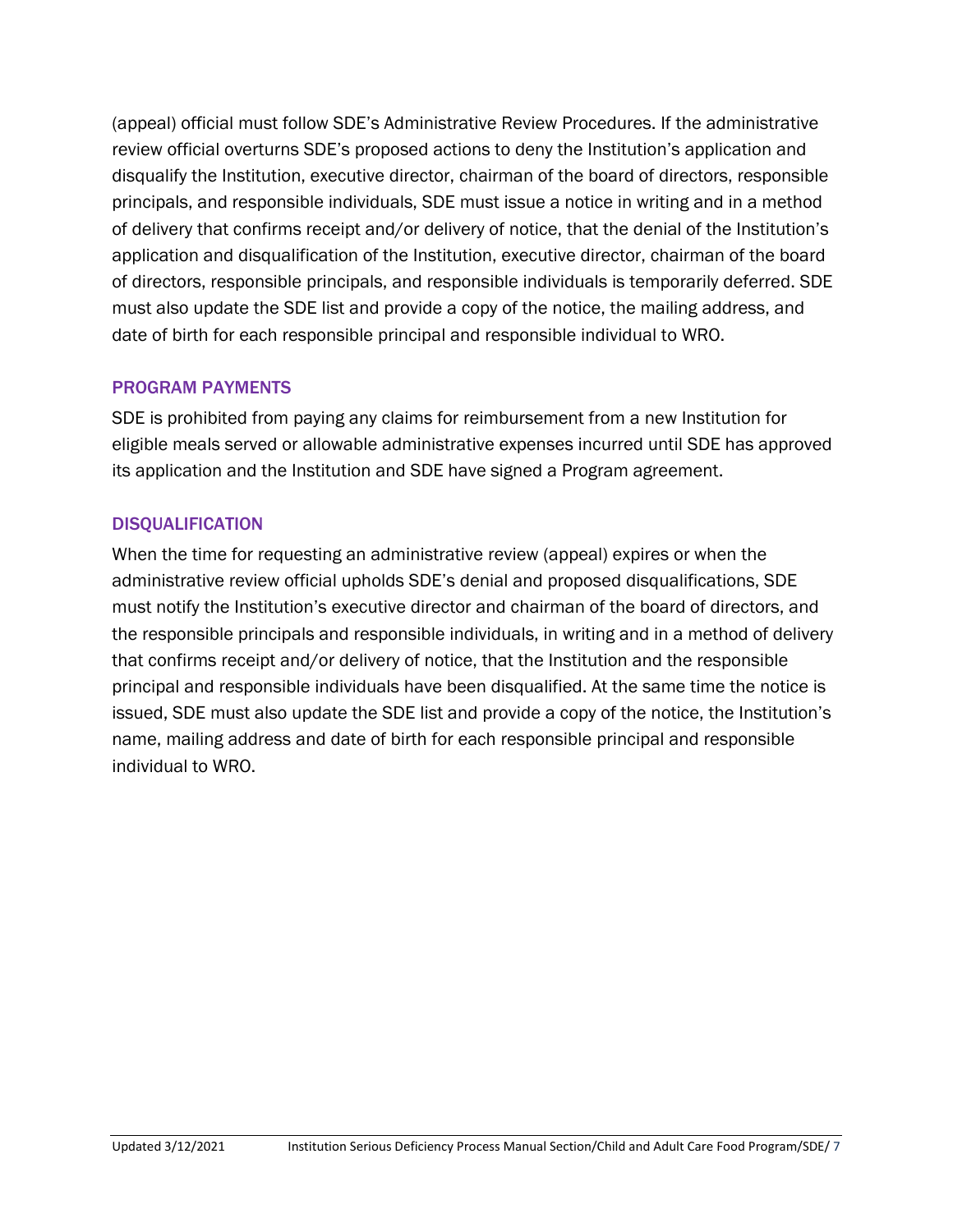(appeal) official must follow SDE's Administrative Review Procedures. If the administrative review official overturns SDE's proposed actions to deny the Institution's application and disqualify the Institution, executive director, chairman of the board of directors, responsible principals, and responsible individuals, SDE must issue a notice in writing and in a method of delivery that confirms receipt and/or delivery of notice, that the denial of the Institution's application and disqualification of the Institution, executive director, chairman of the board of directors, responsible principals, and responsible individuals is temporarily deferred. SDE must also update the SDE list and provide a copy of the notice, the mailing address, and date of birth for each responsible principal and responsible individual to WRO.

### PROGRAM PAYMENTS

SDE is prohibited from paying any claims for reimbursement from a new Institution for eligible meals served or allowable administrative expenses incurred until SDE has approved its application and the Institution and SDE have signed a Program agreement.

### DISQUALIFICATION

When the time for requesting an administrative review (appeal) expires or when the administrative review official upholds SDE's denial and proposed disqualifications, SDE must notify the Institution's executive director and chairman of the board of directors, and the responsible principals and responsible individuals, in writing and in a method of delivery that confirms receipt and/or delivery of notice, that the Institution and the responsible principal and responsible individuals have been disqualified. At the same time the notice is issued, SDE must also update the SDE list and provide a copy of the notice, the Institution's name, mailing address and date of birth for each responsible principal and responsible individual to WRO.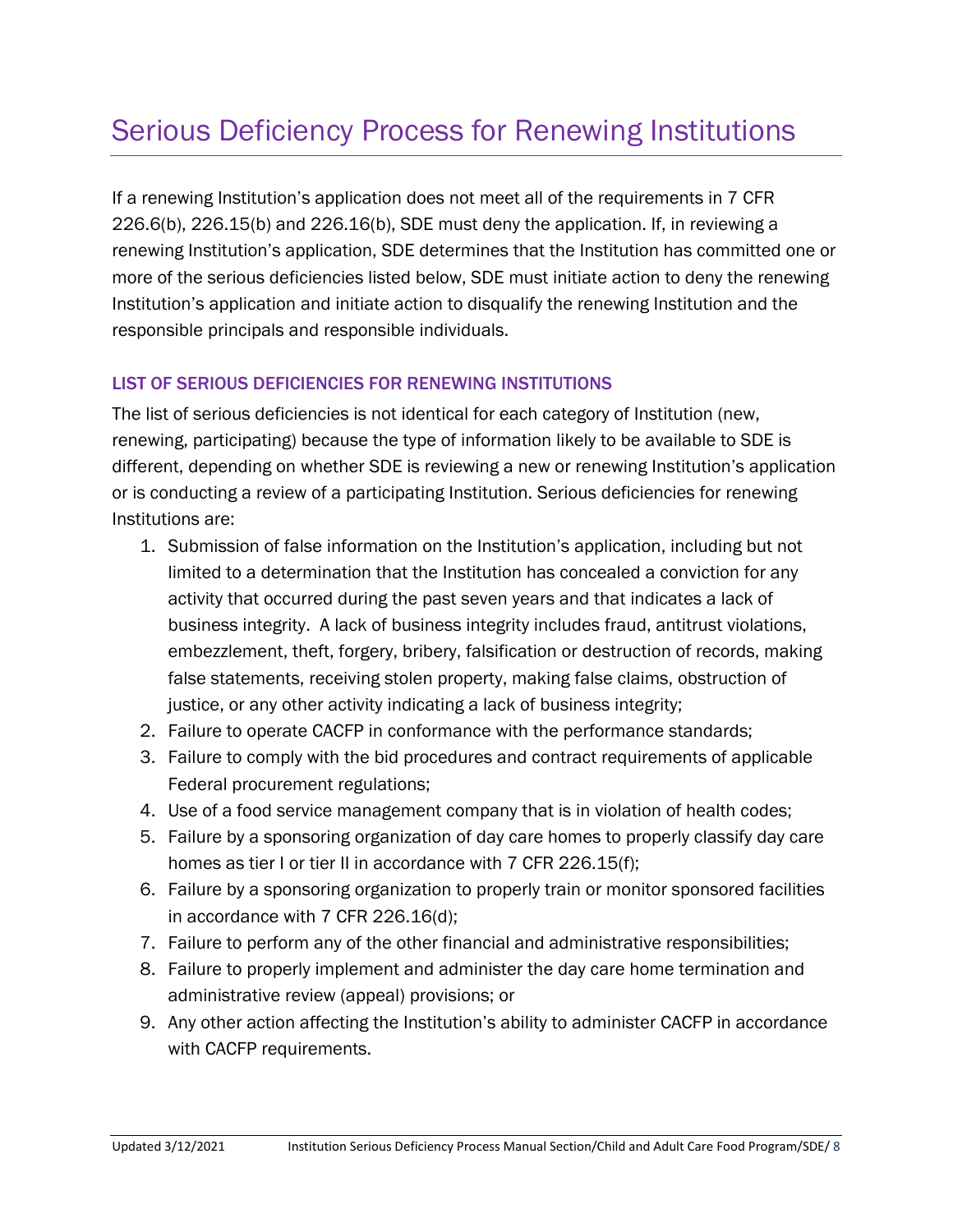# Serious Deficiency Process for Renewing Institutions

If a renewing Institution's application does not meet all of the requirements in 7 CFR 226.6(b), 226.15(b) and 226.16(b), SDE must deny the application. If, in reviewing a renewing Institution's application, SDE determines that the Institution has committed one or more of the serious deficiencies listed below, SDE must initiate action to deny the renewing Institution's application and initiate action to disqualify the renewing Institution and the responsible principals and responsible individuals.

### LIST OF SERIOUS DEFICIENCIES FOR RENEWING INSTITUTIONS

The list of serious deficiencies is not identical for each category of Institution (new, renewing, participating) because the type of information likely to be available to SDE is different, depending on whether SDE is reviewing a new or renewing Institution's application or is conducting a review of a participating Institution. Serious deficiencies for renewing Institutions are:

1. Submission of false information on the Institution's application, including but not limited to a determination that the Institution has concealed a conviction for any activity that occurred during the past seven years and that indicates a lack of business integrity. A lack of business integrity includes fraud, antitrust violations, embezzlement, theft, forgery, bribery, falsification or destruction of records, making false statements, receiving stolen property, making false claims, obstruction of justice, or any other activity indicating a lack of business integrity;
2. Failure to operate CACFP in conformance with the performance standards;
3. Failure to comply with the bid procedures and contract requirements of applicable Federal procurement regulations;
4. Use of a food service management company that is in violation of health codes;
5. Failure by a sponsoring organization of day care homes to properly classify day care homes as tier I or tier II in accordance with 7 CFR 226.15(f);
6. Failure by a sponsoring organization to properly train or monitor sponsored facilities in accordance with 7 CFR 226.16(d);
7. Failure to perform any of the other financial and administrative responsibilities;
8. Failure to properly implement and administer the day care home termination and administrative review (appeal) provisions; or
9. Any other action affecting the Institution's ability to administer CACFP in accordance with CACFP requirements.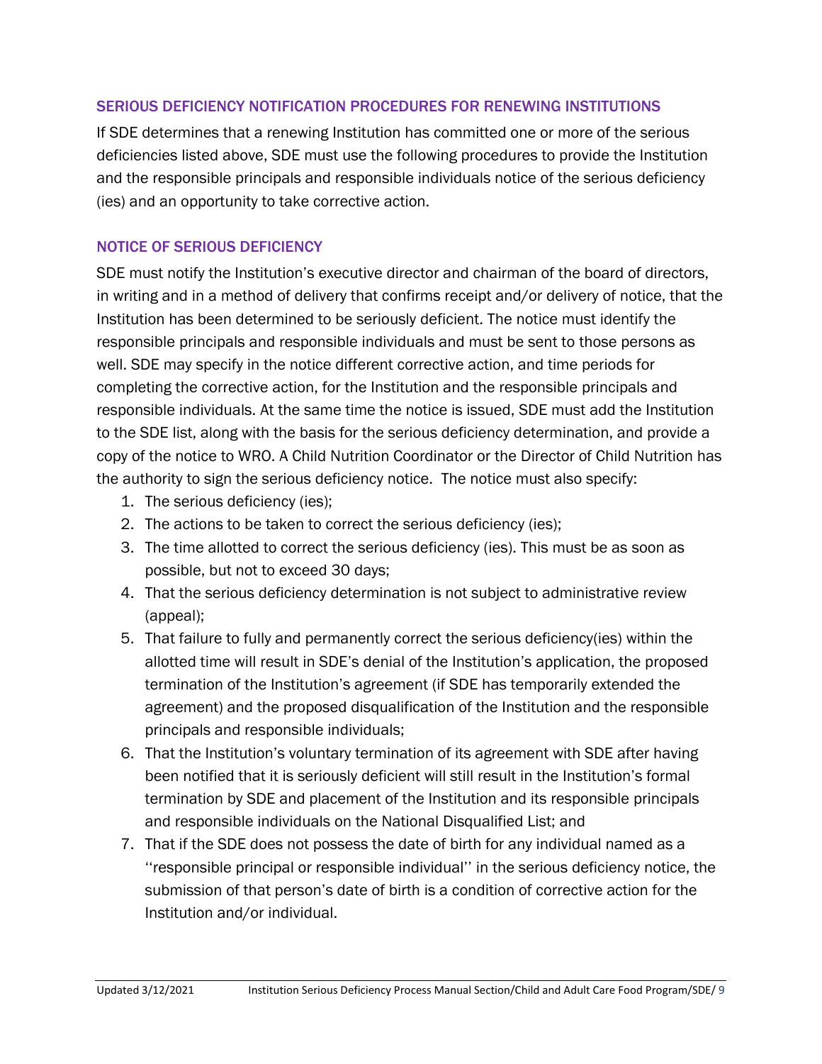## SERIOUS DEFICIENCY NOTIFICATION PROCEDURES FOR RENEWING INSTITUTIONS

If SDE determines that a renewing Institution has committed one or more of the serious deficiencies listed above, SDE must use the following procedures to provide the Institution and the responsible principals and responsible individuals notice of the serious deficiency (ies) and an opportunity to take corrective action.

## NOTICE OF SERIOUS DEFICIENCY

SDE must notify the Institution's executive director and chairman of the board of directors, in writing and in a method of delivery that confirms receipt and/or delivery of notice, that the Institution has been determined to be seriously deficient. The notice must identify the responsible principals and responsible individuals and must be sent to those persons as well. SDE may specify in the notice different corrective action, and time periods for completing the corrective action, for the Institution and the responsible principals and responsible individuals. At the same time the notice is issued, SDE must add the Institution to the SDE list, along with the basis for the serious deficiency determination, and provide a copy of the notice to WRO. A Child Nutrition Coordinator or the Director of Child Nutrition has the authority to sign the serious deficiency notice. The notice must also specify:

1. The serious deficiency (ies);
2. The actions to be taken to correct the serious deficiency (ies);
3. The time allotted to correct the serious deficiency (ies). This must be as soon as possible, but not to exceed 30 days;
4. That the serious deficiency determination is not subject to administrative review (appeal);
5. That failure to fully and permanently correct the serious deficiency(ies) within the allotted time will result in SDE's denial of the Institution's application, the proposed termination of the Institution's agreement (if SDE has temporarily extended the agreement) and the proposed disqualification of the Institution and the responsible principals and responsible individuals;
6. That the Institution's voluntary termination of its agreement with SDE after having been notified that it is seriously deficient will still result in the Institution's formal termination by SDE and placement of the Institution and its responsible principals and responsible individuals on the National Disqualified List; and
7. That if the SDE does not possess the date of birth for any individual named as a ''responsible principal or responsible individual'' in the serious deficiency notice, the submission of that person's date of birth is a condition of corrective action for the Institution and/or individual.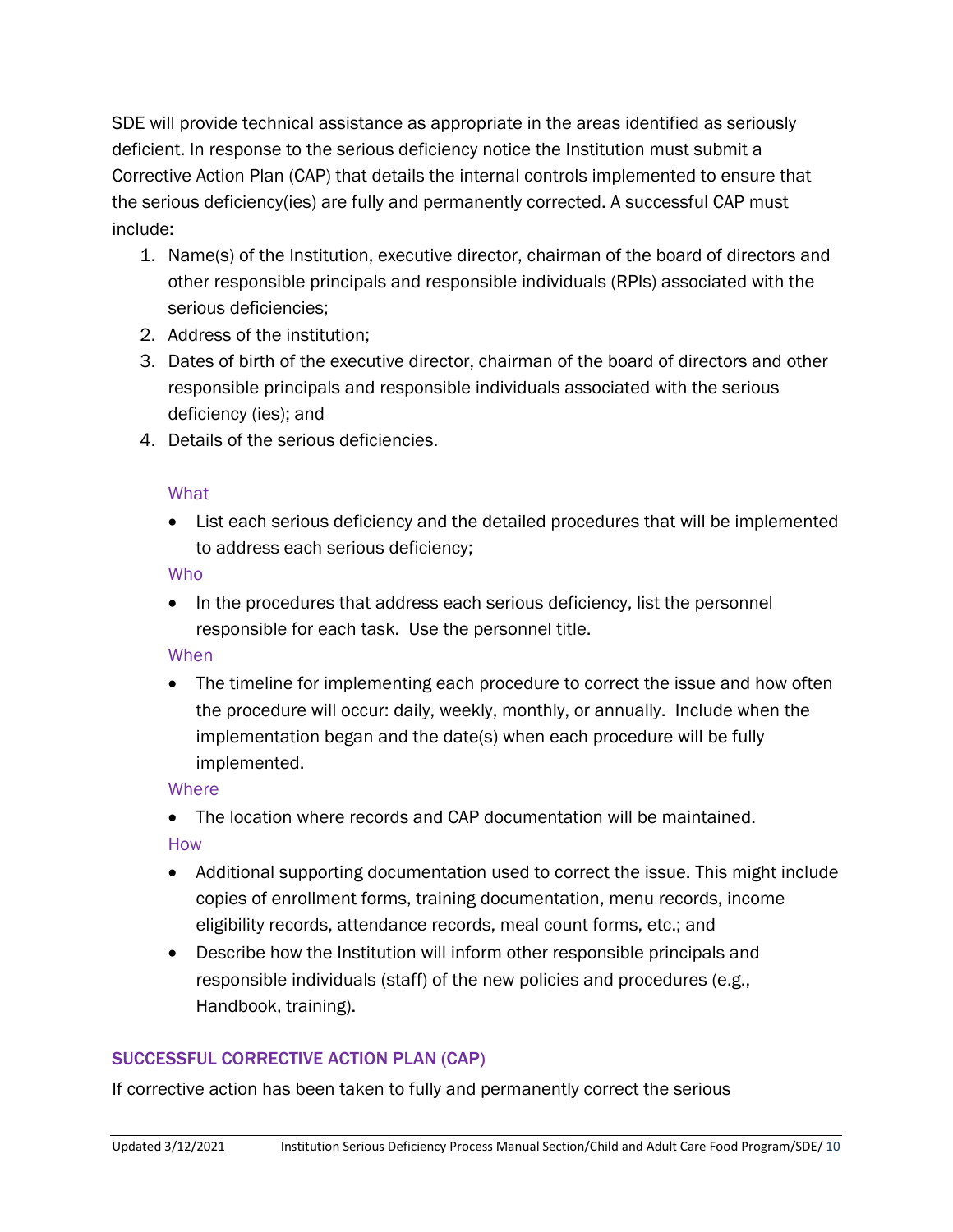SDE will provide technical assistance as appropriate in the areas identified as seriously deficient. In response to the serious deficiency notice the Institution must submit a Corrective Action Plan (CAP) that details the internal controls implemented to ensure that the serious deficiency(ies) are fully and permanently corrected. A successful CAP must include:

1. Name(s) of the Institution, executive director, chairman of the board of directors and other responsible principals and responsible individuals (RPIs) associated with the serious deficiencies;
2. Address of the institution;
3. Dates of birth of the executive director, chairman of the board of directors and other responsible principals and responsible individuals associated with the serious deficiency (ies); and
4. Details of the serious deficiencies.

#### What

- List each serious deficiency and the detailed procedures that will be implemented to address each serious deficiency;

#### Who

- In the procedures that address each serious deficiency, list the personnel responsible for each task. Use the personnel title.

#### When

- The timeline for implementing each procedure to correct the issue and how often the procedure will occur: daily, weekly, monthly, or annually. Include when the implementation began and the date(s) when each procedure will be fully implemented.

#### Where

- The location where records and CAP documentation will be maintained.

#### How

- Additional supporting documentation used to correct the issue. This might include copies of enrollment forms, training documentation, menu records, income eligibility records, attendance records, meal count forms, etc.; and
- Describe how the Institution will inform other responsible principals and responsible individuals (staff) of the new policies and procedures (e.g., Handbook, training).

### SUCCESSFUL CORRECTIVE ACTION PLAN (CAP)

If corrective action has been taken to fully and permanently correct the serious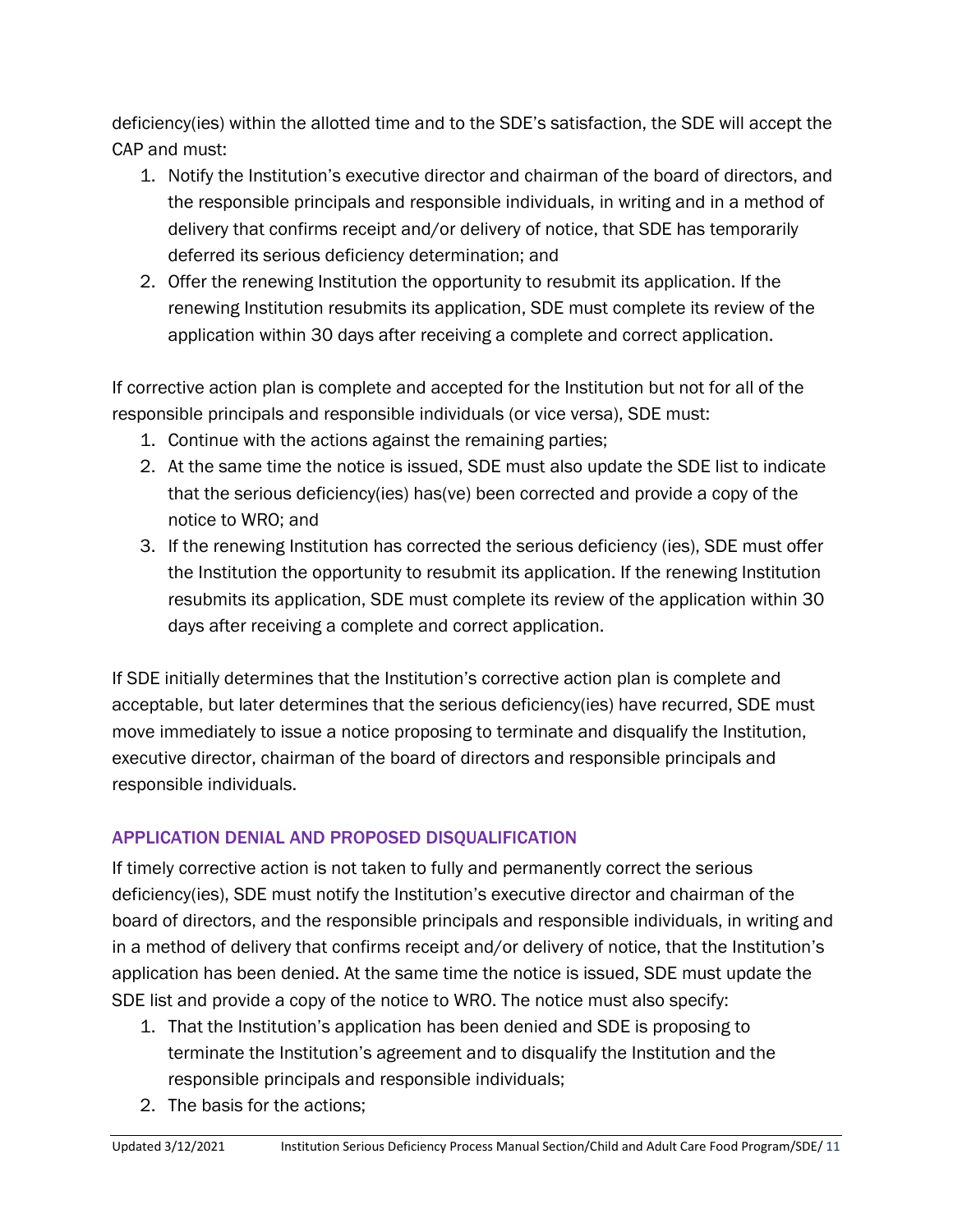deficiency(ies) within the allotted time and to the SDE's satisfaction, the SDE will accept the CAP and must:

1. Notify the Institution's executive director and chairman of the board of directors, and the responsible principals and responsible individuals, in writing and in a method of delivery that confirms receipt and/or delivery of notice, that SDE has temporarily deferred its serious deficiency determination; and
2. Offer the renewing Institution the opportunity to resubmit its application. If the renewing Institution resubmits its application, SDE must complete its review of the application within 30 days after receiving a complete and correct application.

If corrective action plan is complete and accepted for the Institution but not for all of the responsible principals and responsible individuals (or vice versa), SDE must:

1. Continue with the actions against the remaining parties;
2. At the same time the notice is issued, SDE must also update the SDE list to indicate that the serious deficiency(ies) has(ve) been corrected and provide a copy of the notice to WRO; and
3. If the renewing Institution has corrected the serious deficiency (ies), SDE must offer the Institution the opportunity to resubmit its application. If the renewing Institution resubmits its application, SDE must complete its review of the application within 30 days after receiving a complete and correct application.

If SDE initially determines that the Institution's corrective action plan is complete and acceptable, but later determines that the serious deficiency(ies) have recurred, SDE must move immediately to issue a notice proposing to terminate and disqualify the Institution, executive director, chairman of the board of directors and responsible principals and responsible individuals.

## APPLICATION DENIAL AND PROPOSED DISQUALIFICATION

If timely corrective action is not taken to fully and permanently correct the serious deficiency(ies), SDE must notify the Institution's executive director and chairman of the board of directors, and the responsible principals and responsible individuals, in writing and in a method of delivery that confirms receipt and/or delivery of notice, that the Institution's application has been denied. At the same time the notice is issued, SDE must update the SDE list and provide a copy of the notice to WRO. The notice must also specify:

1. That the Institution's application has been denied and SDE is proposing to terminate the Institution's agreement and to disqualify the Institution and the responsible principals and responsible individuals;
2. The basis for the actions;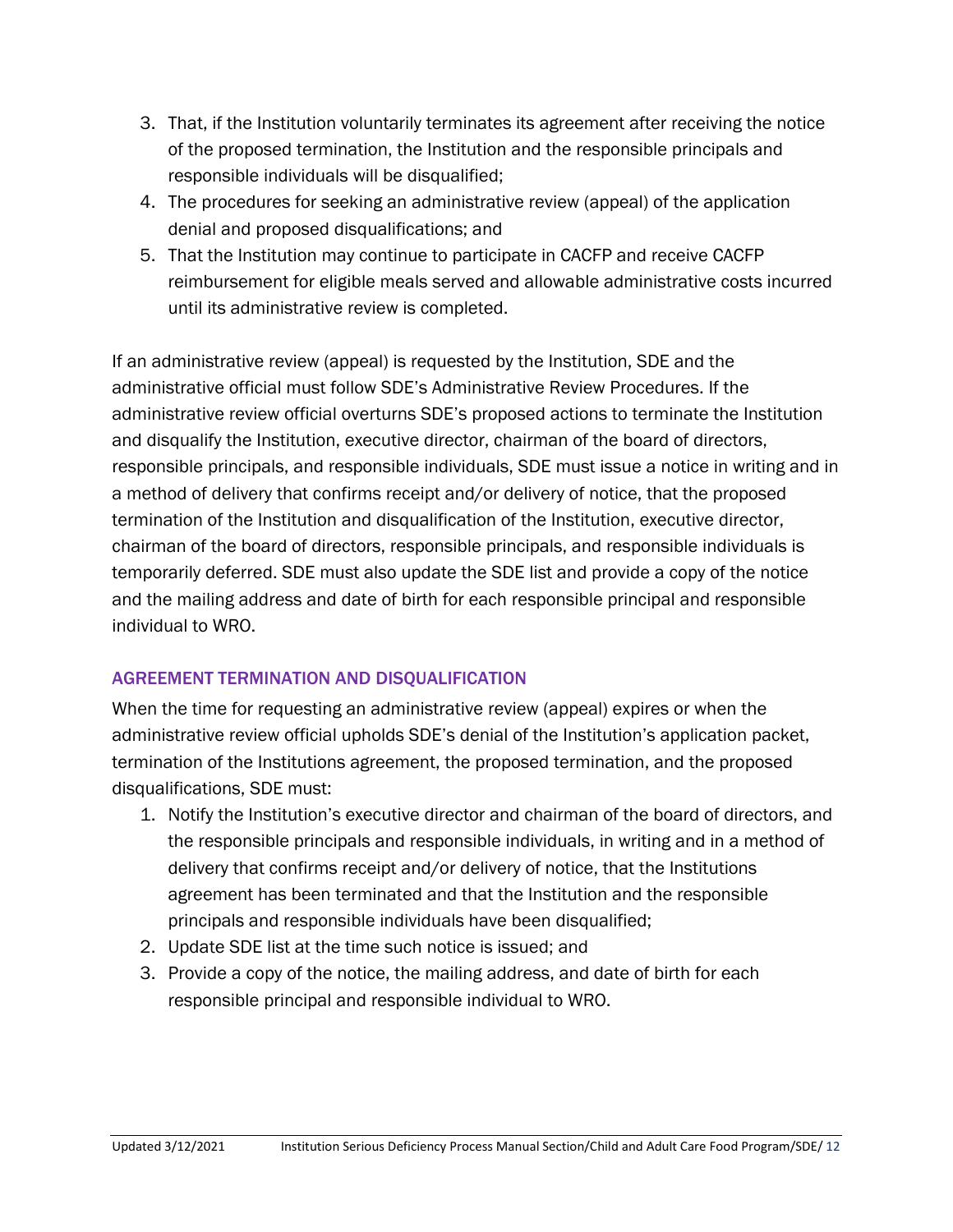3. That, if the Institution voluntarily terminates its agreement after receiving the notice of the proposed termination, the Institution and the responsible principals and responsible individuals will be disqualified;
4. The procedures for seeking an administrative review (appeal) of the application denial and proposed disqualifications; and
5. That the Institution may continue to participate in CACFP and receive CACFP reimbursement for eligible meals served and allowable administrative costs incurred until its administrative review is completed.

If an administrative review (appeal) is requested by the Institution, SDE and the administrative official must follow SDE's Administrative Review Procedures. If the administrative review official overturns SDE's proposed actions to terminate the Institution and disqualify the Institution, executive director, chairman of the board of directors, responsible principals, and responsible individuals, SDE must issue a notice in writing and in a method of delivery that confirms receipt and/or delivery of notice, that the proposed termination of the Institution and disqualification of the Institution, executive director, chairman of the board of directors, responsible principals, and responsible individuals is temporarily deferred. SDE must also update the SDE list and provide a copy of the notice and the mailing address and date of birth for each responsible principal and responsible individual to WRO.

### AGREEMENT TERMINATION AND DISQUALIFICATION

When the time for requesting an administrative review (appeal) expires or when the administrative review official upholds SDE's denial of the Institution's application packet, termination of the Institutions agreement, the proposed termination, and the proposed disqualifications, SDE must:

1. Notify the Institution's executive director and chairman of the board of directors, and the responsible principals and responsible individuals, in writing and in a method of delivery that confirms receipt and/or delivery of notice, that the Institutions agreement has been terminated and that the Institution and the responsible principals and responsible individuals have been disqualified;
2. Update SDE list at the time such notice is issued; and
3. Provide a copy of the notice, the mailing address, and date of birth for each responsible principal and responsible individual to WRO.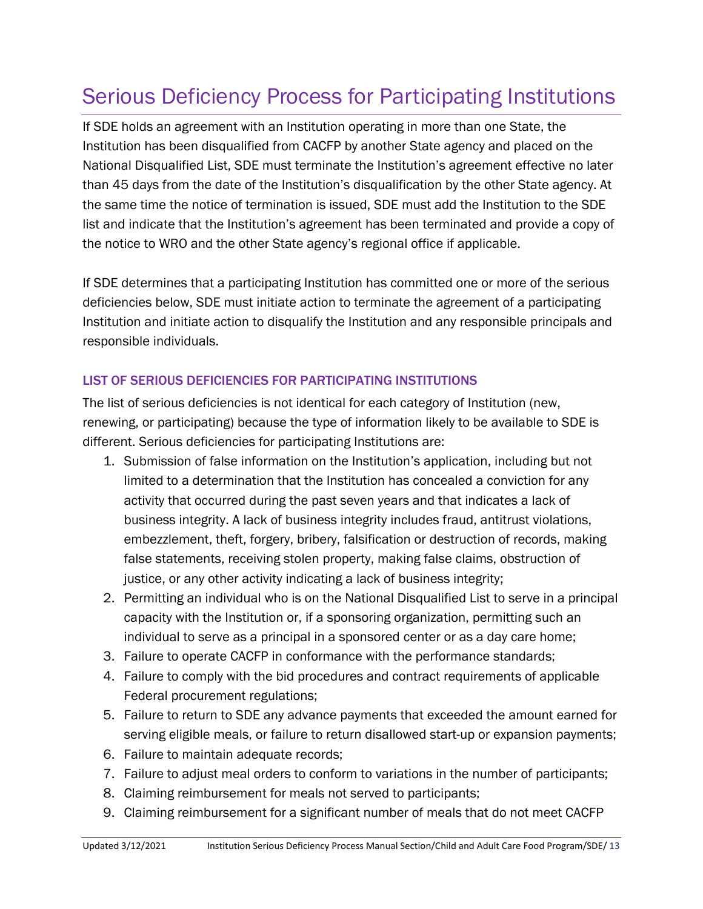# Serious Deficiency Process for Participating Institutions

If SDE holds an agreement with an Institution operating in more than one State, the Institution has been disqualified from CACFP by another State agency and placed on the National Disqualified List, SDE must terminate the Institution's agreement effective no later than 45 days from the date of the Institution's disqualification by the other State agency. At the same time the notice of termination is issued, SDE must add the Institution to the SDE list and indicate that the Institution's agreement has been terminated and provide a copy of the notice to WRO and the other State agency's regional office if applicable.

If SDE determines that a participating Institution has committed one or more of the serious deficiencies below, SDE must initiate action to terminate the agreement of a participating Institution and initiate action to disqualify the Institution and any responsible principals and responsible individuals.

### LIST OF SERIOUS DEFICIENCIES FOR PARTICIPATING INSTITUTIONS

The list of serious deficiencies is not identical for each category of Institution (new, renewing, or participating) because the type of information likely to be available to SDE is different. Serious deficiencies for participating Institutions are:

1. Submission of false information on the Institution's application, including but not limited to a determination that the Institution has concealed a conviction for any activity that occurred during the past seven years and that indicates a lack of business integrity. A lack of business integrity includes fraud, antitrust violations, embezzlement, theft, forgery, bribery, falsification or destruction of records, making false statements, receiving stolen property, making false claims, obstruction of justice, or any other activity indicating a lack of business integrity;
2. Permitting an individual who is on the National Disqualified List to serve in a principal capacity with the Institution or, if a sponsoring organization, permitting such an individual to serve as a principal in a sponsored center or as a day care home;
3. Failure to operate CACFP in conformance with the performance standards;
4. Failure to comply with the bid procedures and contract requirements of applicable Federal procurement regulations;
5. Failure to return to SDE any advance payments that exceeded the amount earned for serving eligible meals, or failure to return disallowed start-up or expansion payments;
6. Failure to maintain adequate records;
7. Failure to adjust meal orders to conform to variations in the number of participants;
8. Claiming reimbursement for meals not served to participants;
9. Claiming reimbursement for a significant number of meals that do not meet CACFP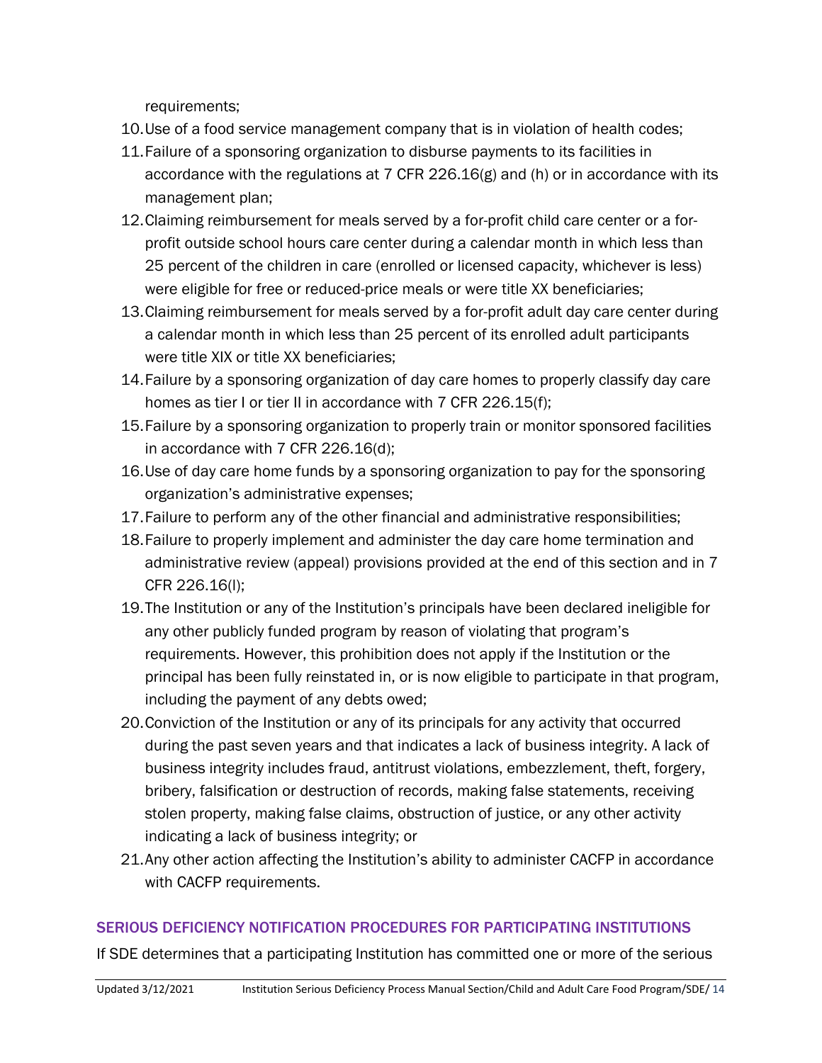requirements;

10. Use of a food service management company that is in violation of health codes;
11. Failure of a sponsoring organization to disburse payments to its facilities in accordance with the regulations at 7 CFR 226.16(g) and (h) or in accordance with its management plan;
12. Claiming reimbursement for meals served by a for-profit child care center or a for-profit outside school hours care center during a calendar month in which less than 25 percent of the children in care (enrolled or licensed capacity, whichever is less) were eligible for free or reduced-price meals or were title XX beneficiaries;
13. Claiming reimbursement for meals served by a for-profit adult day care center during a calendar month in which less than 25 percent of its enrolled adult participants were title XIX or title XX beneficiaries;
14. Failure by a sponsoring organization of day care homes to properly classify day care homes as tier I or tier II in accordance with 7 CFR 226.15(f);
15. Failure by a sponsoring organization to properly train or monitor sponsored facilities in accordance with 7 CFR 226.16(d);
16. Use of day care home funds by a sponsoring organization to pay for the sponsoring organization's administrative expenses;
17. Failure to perform any of the other financial and administrative responsibilities;
18. Failure to properly implement and administer the day care home termination and administrative review (appeal) provisions provided at the end of this section and in 7 CFR 226.16(l);
19. The Institution or any of the Institution's principals have been declared ineligible for any other publicly funded program by reason of violating that program's requirements. However, this prohibition does not apply if the Institution or the principal has been fully reinstated in, or is now eligible to participate in that program, including the payment of any debts owed;
20. Conviction of the Institution or any of its principals for any activity that occurred during the past seven years and that indicates a lack of business integrity. A lack of business integrity includes fraud, antitrust violations, embezzlement, theft, forgery, bribery, falsification or destruction of records, making false statements, receiving stolen property, making false claims, obstruction of justice, or any other activity indicating a lack of business integrity; or
21. Any other action affecting the Institution's ability to administer CACFP in accordance with CACFP requirements.

## SERIOUS DEFICIENCY NOTIFICATION PROCEDURES FOR PARTICIPATING INSTITUTIONS

If SDE determines that a participating Institution has committed one or more of the serious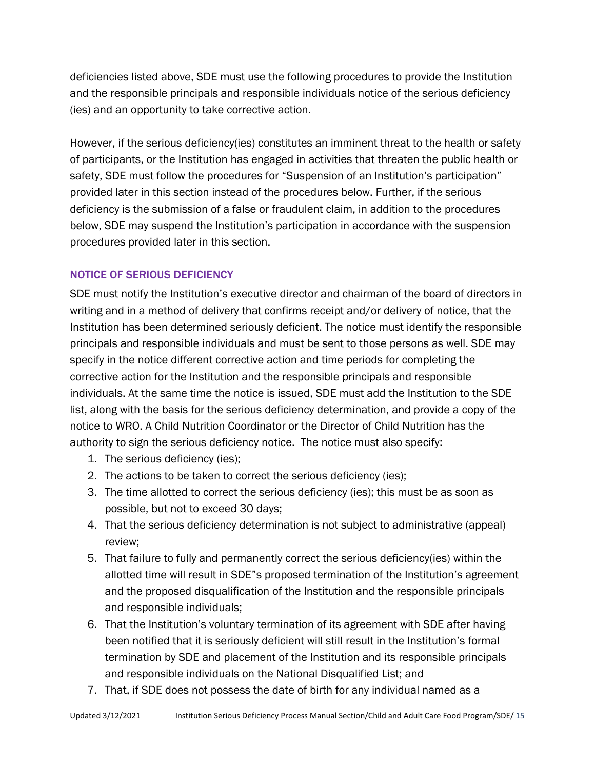deficiencies listed above, SDE must use the following procedures to provide the Institution and the responsible principals and responsible individuals notice of the serious deficiency (ies) and an opportunity to take corrective action.

However, if the serious deficiency(ies) constitutes an imminent threat to the health or safety of participants, or the Institution has engaged in activities that threaten the public health or safety, SDE must follow the procedures for "Suspension of an Institution's participation" provided later in this section instead of the procedures below. Further, if the serious deficiency is the submission of a false or fraudulent claim, in addition to the procedures below, SDE may suspend the Institution's participation in accordance with the suspension procedures provided later in this section.

### NOTICE OF SERIOUS DEFICIENCY

SDE must notify the Institution's executive director and chairman of the board of directors in writing and in a method of delivery that confirms receipt and/or delivery of notice, that the Institution has been determined seriously deficient. The notice must identify the responsible principals and responsible individuals and must be sent to those persons as well. SDE may specify in the notice different corrective action and time periods for completing the corrective action for the Institution and the responsible principals and responsible individuals. At the same time the notice is issued, SDE must add the Institution to the SDE list, along with the basis for the serious deficiency determination, and provide a copy of the notice to WRO. A Child Nutrition Coordinator or the Director of Child Nutrition has the authority to sign the serious deficiency notice. The notice must also specify:

1. The serious deficiency (ies);
2. The actions to be taken to correct the serious deficiency (ies);
3. The time allotted to correct the serious deficiency (ies); this must be as soon as possible, but not to exceed 30 days;
4. That the serious deficiency determination is not subject to administrative (appeal) review;
5. That failure to fully and permanently correct the serious deficiency(ies) within the allotted time will result in SDE"s proposed termination of the Institution's agreement and the proposed disqualification of the Institution and the responsible principals and responsible individuals;
6. That the Institution's voluntary termination of its agreement with SDE after having been notified that it is seriously deficient will still result in the Institution's formal termination by SDE and placement of the Institution and its responsible principals and responsible individuals on the National Disqualified List; and
7. That, if SDE does not possess the date of birth for any individual named as a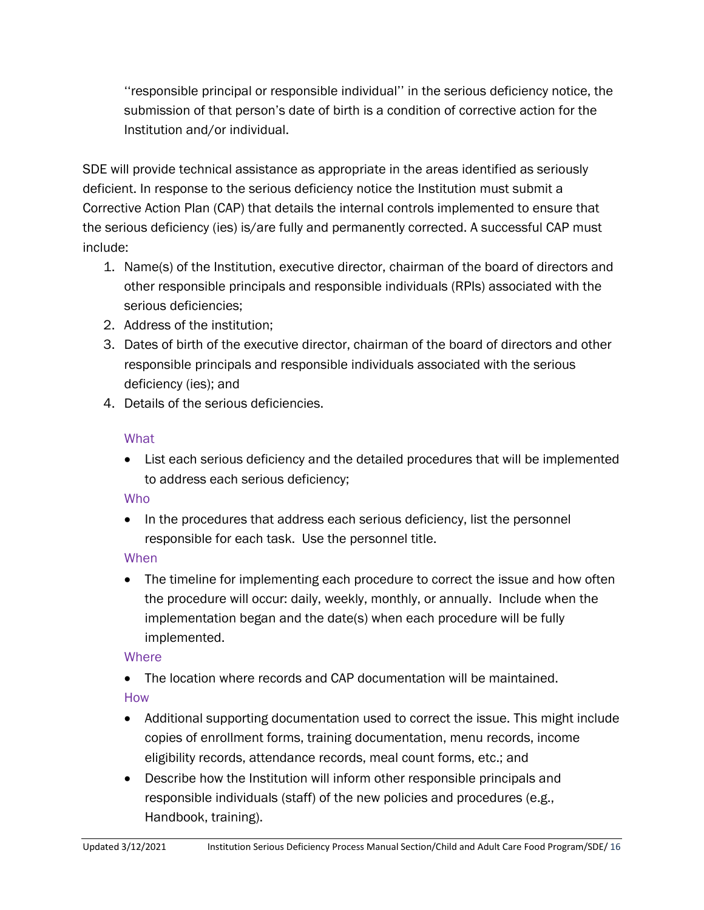‘‘responsible principal or responsible individual’’ in the serious deficiency notice, the submission of that person’s date of birth is a condition of corrective action for the Institution and/or individual.

SDE will provide technical assistance as appropriate in the areas identified as seriously deficient. In response to the serious deficiency notice the Institution must submit a Corrective Action Plan (CAP) that details the internal controls implemented to ensure that the serious deficiency (ies) is/are fully and permanently corrected. A successful CAP must include:

1. Name(s) of the Institution, executive director, chairman of the board of directors and other responsible principals and responsible individuals (RPIs) associated with the serious deficiencies;
2. Address of the institution;
3. Dates of birth of the executive director, chairman of the board of directors and other responsible principals and responsible individuals associated with the serious deficiency (ies); and
4. Details of the serious deficiencies.

What

- List each serious deficiency and the detailed procedures that will be implemented to address each serious deficiency;

Who

- In the procedures that address each serious deficiency, list the personnel responsible for each task. Use the personnel title.

When

- The timeline for implementing each procedure to correct the issue and how often the procedure will occur: daily, weekly, monthly, or annually. Include when the implementation began and the date(s) when each procedure will be fully implemented.

Where

- The location where records and CAP documentation will be maintained.

How

- Additional supporting documentation used to correct the issue. This might include copies of enrollment forms, training documentation, menu records, income eligibility records, attendance records, meal count forms, etc.; and
- Describe how the Institution will inform other responsible principals and responsible individuals (staff) of the new policies and procedures (e.g., Handbook, training).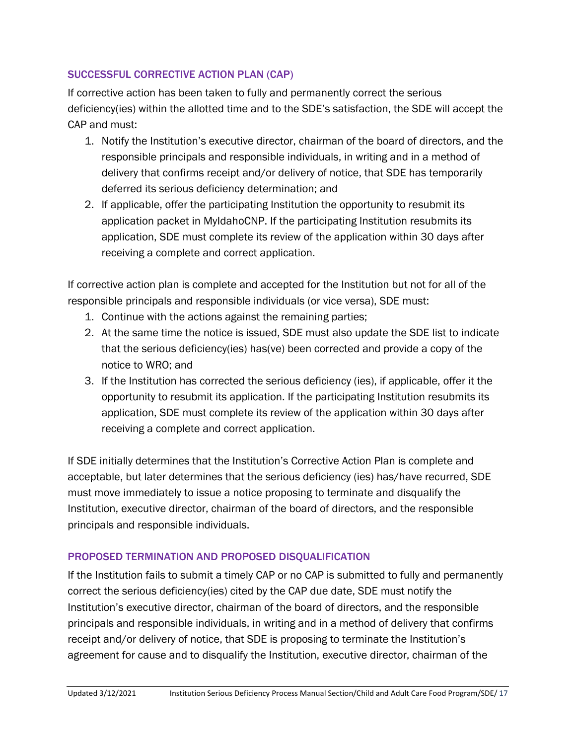### SUCCESSFUL CORRECTIVE ACTION PLAN (CAP)

If corrective action has been taken to fully and permanently correct the serious deficiency(ies) within the allotted time and to the SDE's satisfaction, the SDE will accept the CAP and must:

1. Notify the Institution's executive director, chairman of the board of directors, and the responsible principals and responsible individuals, in writing and in a method of delivery that confirms receipt and/or delivery of notice, that SDE has temporarily deferred its serious deficiency determination; and
2. If applicable, offer the participating Institution the opportunity to resubmit its application packet in MyIdahoCNP. If the participating Institution resubmits its application, SDE must complete its review of the application within 30 days after receiving a complete and correct application.

If corrective action plan is complete and accepted for the Institution but not for all of the responsible principals and responsible individuals (or vice versa), SDE must:

1. Continue with the actions against the remaining parties;
2. At the same time the notice is issued, SDE must also update the SDE list to indicate that the serious deficiency(ies) has(ve) been corrected and provide a copy of the notice to WRO; and
3. If the Institution has corrected the serious deficiency (ies), if applicable, offer it the opportunity to resubmit its application. If the participating Institution resubmits its application, SDE must complete its review of the application within 30 days after receiving a complete and correct application.

If SDE initially determines that the Institution's Corrective Action Plan is complete and acceptable, but later determines that the serious deficiency (ies) has/have recurred, SDE must move immediately to issue a notice proposing to terminate and disqualify the Institution, executive director, chairman of the board of directors, and the responsible principals and responsible individuals.

### PROPOSED TERMINATION AND PROPOSED DISQUALIFICATION

If the Institution fails to submit a timely CAP or no CAP is submitted to fully and permanently correct the serious deficiency(ies) cited by the CAP due date, SDE must notify the Institution's executive director, chairman of the board of directors, and the responsible principals and responsible individuals, in writing and in a method of delivery that confirms receipt and/or delivery of notice, that SDE is proposing to terminate the Institution's agreement for cause and to disqualify the Institution, executive director, chairman of the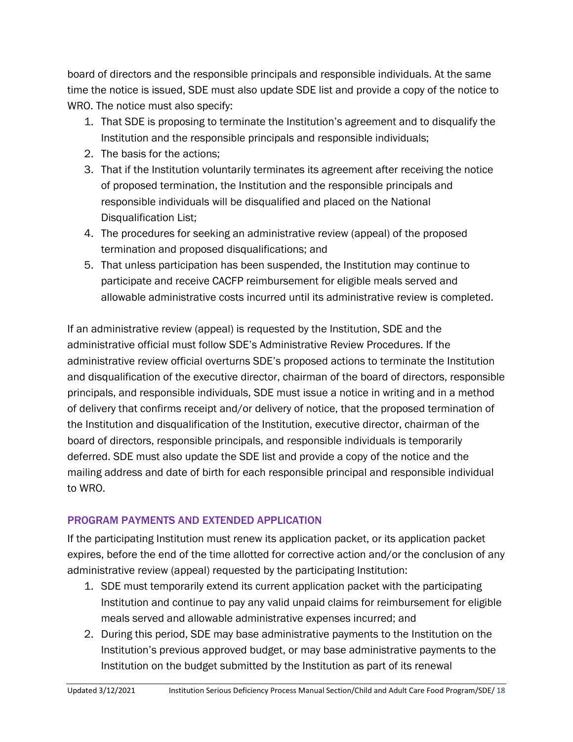board of directors and the responsible principals and responsible individuals. At the same time the notice is issued, SDE must also update SDE list and provide a copy of the notice to WRO. The notice must also specify:

1. That SDE is proposing to terminate the Institution's agreement and to disqualify the Institution and the responsible principals and responsible individuals;
2. The basis for the actions;
3. That if the Institution voluntarily terminates its agreement after receiving the notice of proposed termination, the Institution and the responsible principals and responsible individuals will be disqualified and placed on the National Disqualification List;
4. The procedures for seeking an administrative review (appeal) of the proposed termination and proposed disqualifications; and
5. That unless participation has been suspended, the Institution may continue to participate and receive CACFP reimbursement for eligible meals served and allowable administrative costs incurred until its administrative review is completed.

If an administrative review (appeal) is requested by the Institution, SDE and the administrative official must follow SDE's Administrative Review Procedures. If the administrative review official overturns SDE's proposed actions to terminate the Institution and disqualification of the executive director, chairman of the board of directors, responsible principals, and responsible individuals, SDE must issue a notice in writing and in a method of delivery that confirms receipt and/or delivery of notice, that the proposed termination of the Institution and disqualification of the Institution, executive director, chairman of the board of directors, responsible principals, and responsible individuals is temporarily deferred. SDE must also update the SDE list and provide a copy of the notice and the mailing address and date of birth for each responsible principal and responsible individual to WRO.

## PROGRAM PAYMENTS AND EXTENDED APPLICATION

If the participating Institution must renew its application packet, or its application packet expires, before the end of the time allotted for corrective action and/or the conclusion of any administrative review (appeal) requested by the participating Institution:

1. SDE must temporarily extend its current application packet with the participating Institution and continue to pay any valid unpaid claims for reimbursement for eligible meals served and allowable administrative expenses incurred; and
2. During this period, SDE may base administrative payments to the Institution on the Institution's previous approved budget, or may base administrative payments to the Institution on the budget submitted by the Institution as part of its renewal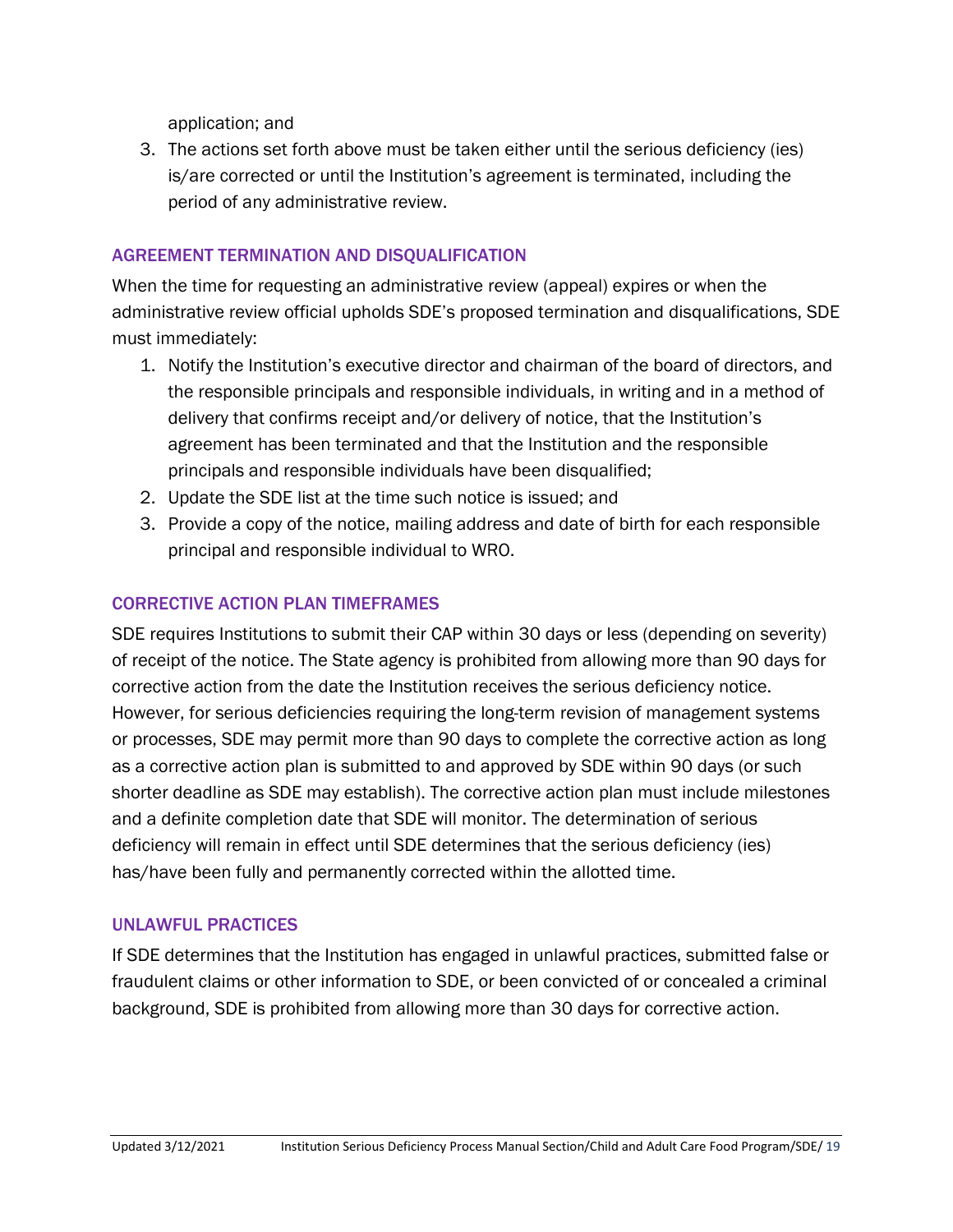application; and

3. The actions set forth above must be taken either until the serious deficiency (ies) is/are corrected or until the Institution's agreement is terminated, including the period of any administrative review.

## AGREEMENT TERMINATION AND DISQUALIFICATION

When the time for requesting an administrative review (appeal) expires or when the administrative review official upholds SDE's proposed termination and disqualifications, SDE must immediately:

1. Notify the Institution's executive director and chairman of the board of directors, and the responsible principals and responsible individuals, in writing and in a method of delivery that confirms receipt and/or delivery of notice, that the Institution's agreement has been terminated and that the Institution and the responsible principals and responsible individuals have been disqualified;
2. Update the SDE list at the time such notice is issued; and
3. Provide a copy of the notice, mailing address and date of birth for each responsible principal and responsible individual to WRO.

## CORRECTIVE ACTION PLAN TIMEFRAMES

SDE requires Institutions to submit their CAP within 30 days or less (depending on severity) of receipt of the notice. The State agency is prohibited from allowing more than 90 days for corrective action from the date the Institution receives the serious deficiency notice. However, for serious deficiencies requiring the long-term revision of management systems or processes, SDE may permit more than 90 days to complete the corrective action as long as a corrective action plan is submitted to and approved by SDE within 90 days (or such shorter deadline as SDE may establish). The corrective action plan must include milestones and a definite completion date that SDE will monitor. The determination of serious deficiency will remain in effect until SDE determines that the serious deficiency (ies) has/have been fully and permanently corrected within the allotted time.

## UNLAWFUL PRACTICES

If SDE determines that the Institution has engaged in unlawful practices, submitted false or fraudulent claims or other information to SDE, or been convicted of or concealed a criminal background, SDE is prohibited from allowing more than 30 days for corrective action.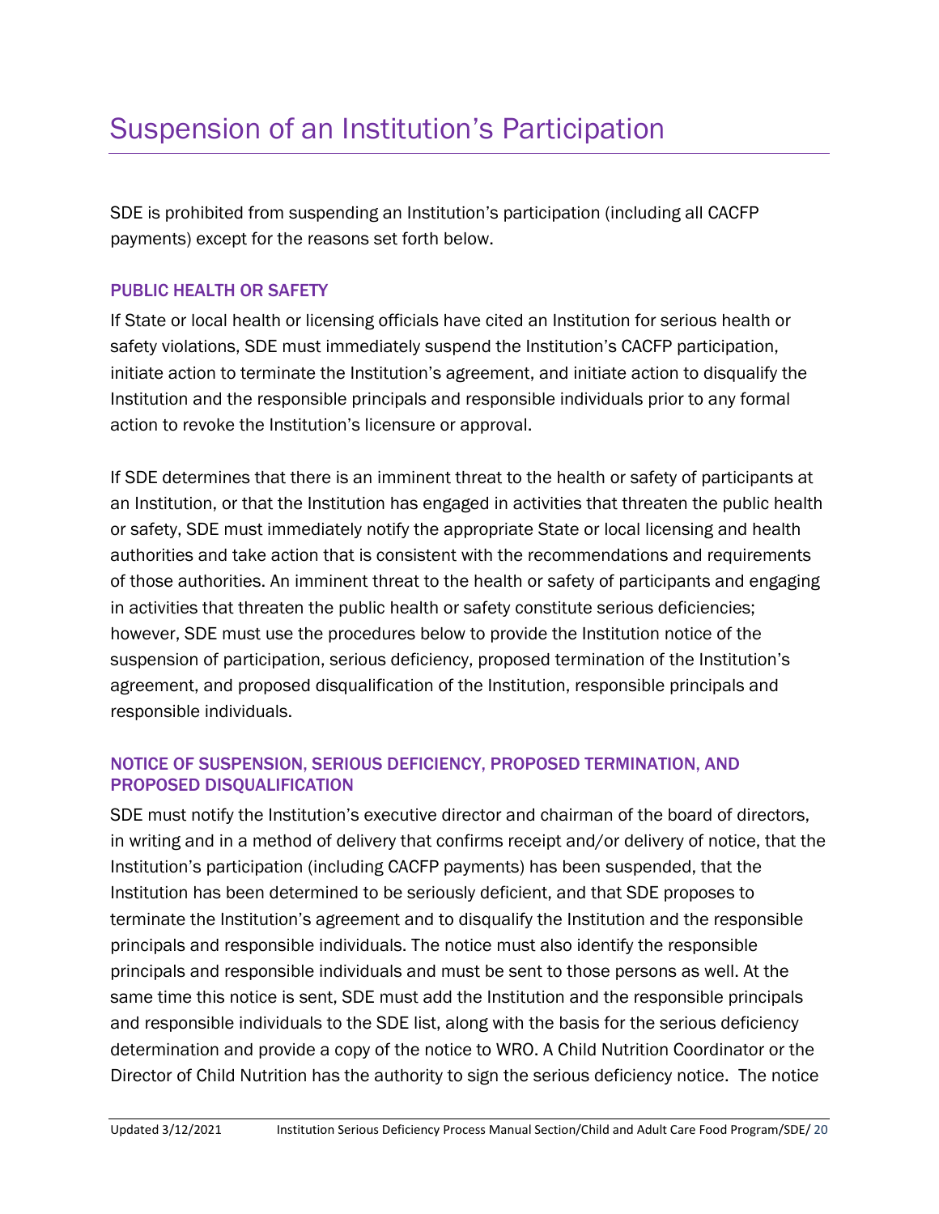# Suspension of an Institution's Participation

SDE is prohibited from suspending an Institution's participation (including all CACFP payments) except for the reasons set forth below.

### PUBLIC HEALTH OR SAFETY

If State or local health or licensing officials have cited an Institution for serious health or safety violations, SDE must immediately suspend the Institution's CACFP participation, initiate action to terminate the Institution's agreement, and initiate action to disqualify the Institution and the responsible principals and responsible individuals prior to any formal action to revoke the Institution's licensure or approval.

If SDE determines that there is an imminent threat to the health or safety of participants at an Institution, or that the Institution has engaged in activities that threaten the public health or safety, SDE must immediately notify the appropriate State or local licensing and health authorities and take action that is consistent with the recommendations and requirements of those authorities. An imminent threat to the health or safety of participants and engaging in activities that threaten the public health or safety constitute serious deficiencies; however, SDE must use the procedures below to provide the Institution notice of the suspension of participation, serious deficiency, proposed termination of the Institution's agreement, and proposed disqualification of the Institution, responsible principals and responsible individuals.

### NOTICE OF SUSPENSION, SERIOUS DEFICIENCY, PROPOSED TERMINATION, AND PROPOSED DISQUALIFICATION

SDE must notify the Institution's executive director and chairman of the board of directors, in writing and in a method of delivery that confirms receipt and/or delivery of notice, that the Institution's participation (including CACFP payments) has been suspended, that the Institution has been determined to be seriously deficient, and that SDE proposes to terminate the Institution's agreement and to disqualify the Institution and the responsible principals and responsible individuals. The notice must also identify the responsible principals and responsible individuals and must be sent to those persons as well. At the same time this notice is sent, SDE must add the Institution and the responsible principals and responsible individuals to the SDE list, along with the basis for the serious deficiency determination and provide a copy of the notice to WRO. A Child Nutrition Coordinator or the Director of Child Nutrition has the authority to sign the serious deficiency notice. The notice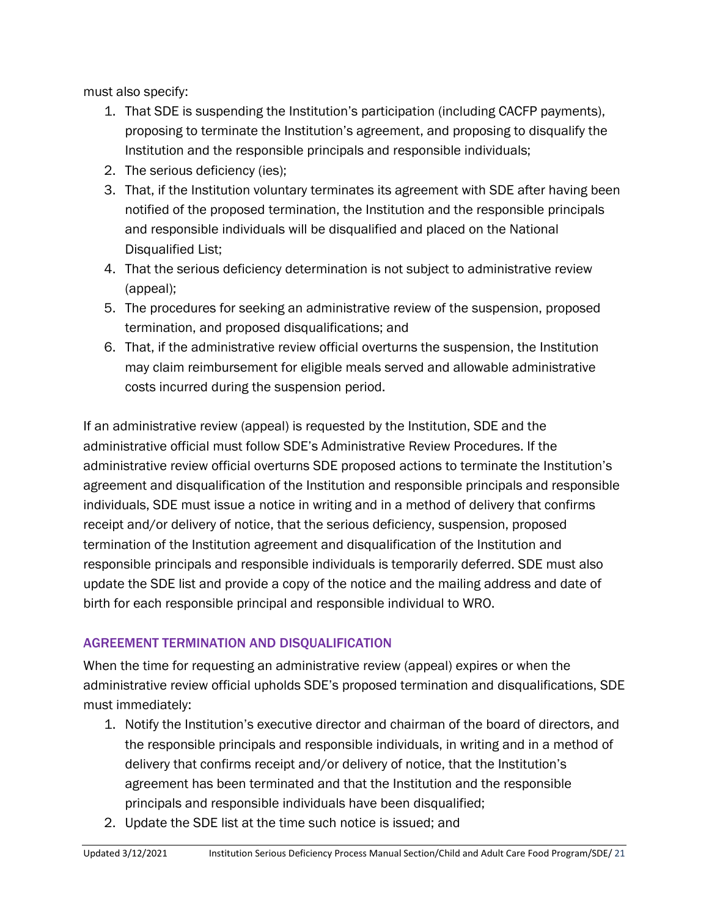must also specify:

1. That SDE is suspending the Institution's participation (including CACFP payments), proposing to terminate the Institution's agreement, and proposing to disqualify the Institution and the responsible principals and responsible individuals;
2. The serious deficiency (ies);
3. That, if the Institution voluntary terminates its agreement with SDE after having been notified of the proposed termination, the Institution and the responsible principals and responsible individuals will be disqualified and placed on the National Disqualified List;
4. That the serious deficiency determination is not subject to administrative review (appeal);
5. The procedures for seeking an administrative review of the suspension, proposed termination, and proposed disqualifications; and
6. That, if the administrative review official overturns the suspension, the Institution may claim reimbursement for eligible meals served and allowable administrative costs incurred during the suspension period.

If an administrative review (appeal) is requested by the Institution, SDE and the administrative official must follow SDE's Administrative Review Procedures. If the administrative review official overturns SDE proposed actions to terminate the Institution's agreement and disqualification of the Institution and responsible principals and responsible individuals, SDE must issue a notice in writing and in a method of delivery that confirms receipt and/or delivery of notice, that the serious deficiency, suspension, proposed termination of the Institution agreement and disqualification of the Institution and responsible principals and responsible individuals is temporarily deferred. SDE must also update the SDE list and provide a copy of the notice and the mailing address and date of birth for each responsible principal and responsible individual to WRO.

### AGREEMENT TERMINATION AND DISQUALIFICATION

When the time for requesting an administrative review (appeal) expires or when the administrative review official upholds SDE's proposed termination and disqualifications, SDE must immediately:

1. Notify the Institution's executive director and chairman of the board of directors, and the responsible principals and responsible individuals, in writing and in a method of delivery that confirms receipt and/or delivery of notice, that the Institution's agreement has been terminated and that the Institution and the responsible principals and responsible individuals have been disqualified;
2. Update the SDE list at the time such notice is issued; and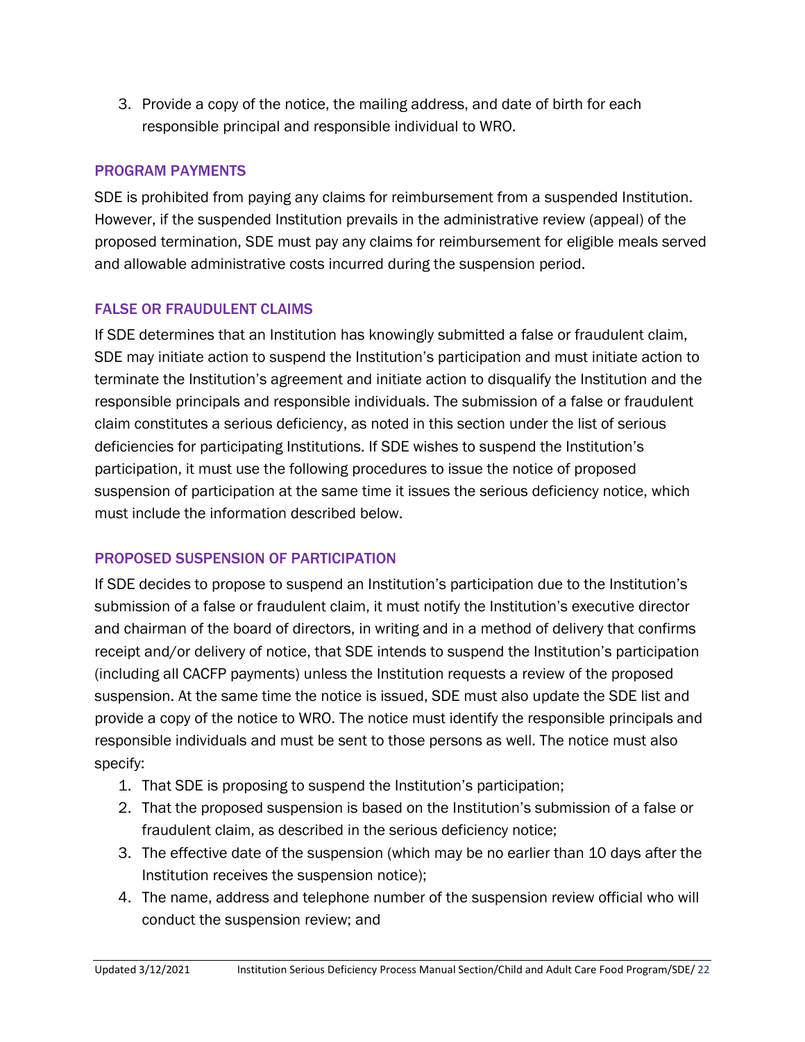3. Provide a copy of the notice, the mailing address, and date of birth for each responsible principal and responsible individual to WRO.

### PROGRAM PAYMENTS

SDE is prohibited from paying any claims for reimbursement from a suspended Institution. However, if the suspended Institution prevails in the administrative review (appeal) of the proposed termination, SDE must pay any claims for reimbursement for eligible meals served and allowable administrative costs incurred during the suspension period.

### FALSE OR FRAUDULENT CLAIMS

If SDE determines that an Institution has knowingly submitted a false or fraudulent claim, SDE may initiate action to suspend the Institution's participation and must initiate action to terminate the Institution's agreement and initiate action to disqualify the Institution and the responsible principals and responsible individuals. The submission of a false or fraudulent claim constitutes a serious deficiency, as noted in this section under the list of serious deficiencies for participating Institutions. If SDE wishes to suspend the Institution's participation, it must use the following procedures to issue the notice of proposed suspension of participation at the same time it issues the serious deficiency notice, which must include the information described below.

### PROPOSED SUSPENSION OF PARTICIPATION

If SDE decides to propose to suspend an Institution's participation due to the Institution's submission of a false or fraudulent claim, it must notify the Institution's executive director and chairman of the board of directors, in writing and in a method of delivery that confirms receipt and/or delivery of notice, that SDE intends to suspend the Institution's participation (including all CACFP payments) unless the Institution requests a review of the proposed suspension. At the same time the notice is issued, SDE must also update the SDE list and provide a copy of the notice to WRO. The notice must identify the responsible principals and responsible individuals and must be sent to those persons as well. The notice must also specify:

1. That SDE is proposing to suspend the Institution's participation;
2. That the proposed suspension is based on the Institution's submission of a false or fraudulent claim, as described in the serious deficiency notice;
3. The effective date of the suspension (which may be no earlier than 10 days after the Institution receives the suspension notice);
4. The name, address and telephone number of the suspension review official who will conduct the suspension review; and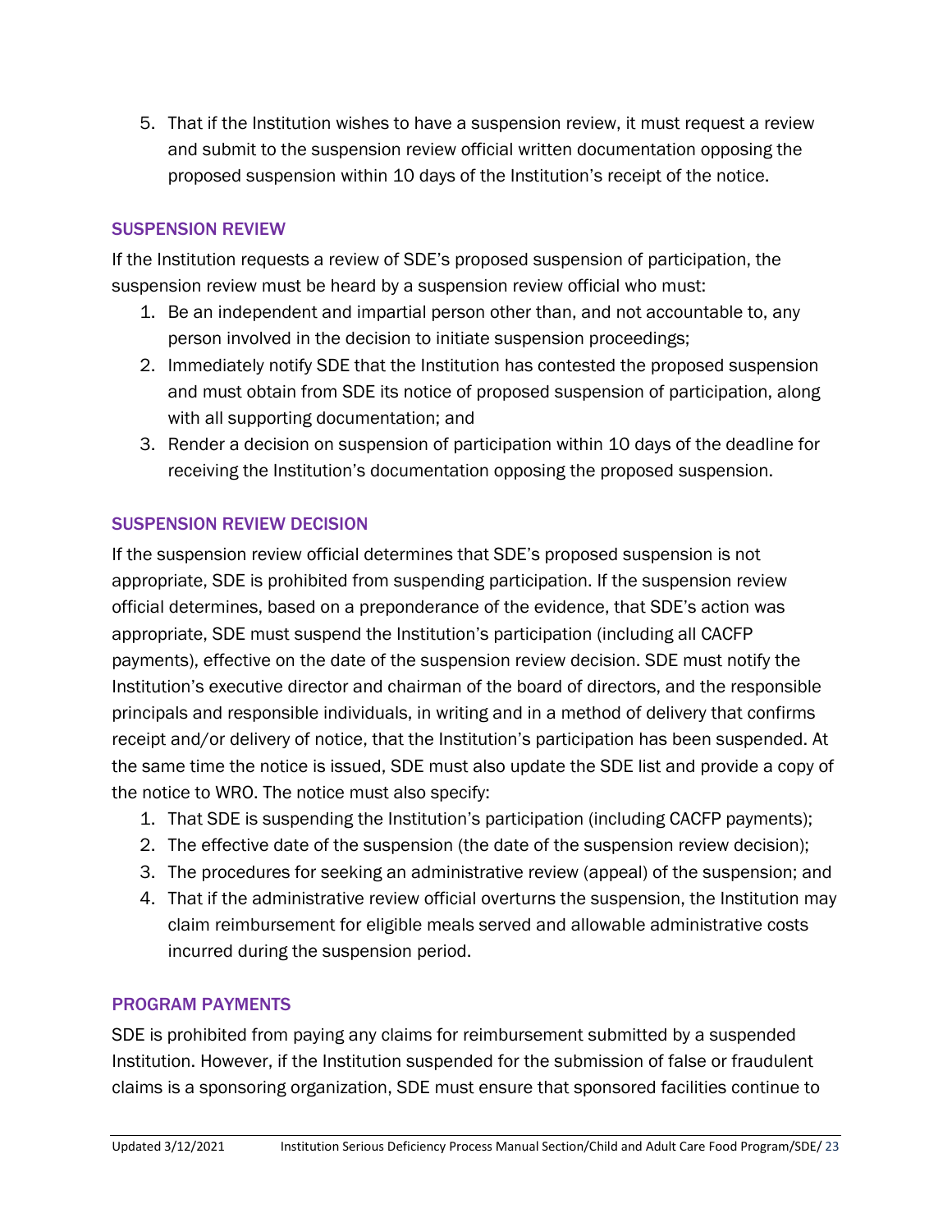5. That if the Institution wishes to have a suspension review, it must request a review and submit to the suspension review official written documentation opposing the proposed suspension within 10 days of the Institution's receipt of the notice.

### SUSPENSION REVIEW

If the Institution requests a review of SDE's proposed suspension of participation, the suspension review must be heard by a suspension review official who must:

1. Be an independent and impartial person other than, and not accountable to, any person involved in the decision to initiate suspension proceedings;
2. Immediately notify SDE that the Institution has contested the proposed suspension and must obtain from SDE its notice of proposed suspension of participation, along with all supporting documentation; and
3. Render a decision on suspension of participation within 10 days of the deadline for receiving the Institution's documentation opposing the proposed suspension.

### SUSPENSION REVIEW DECISION

If the suspension review official determines that SDE's proposed suspension is not appropriate, SDE is prohibited from suspending participation. If the suspension review official determines, based on a preponderance of the evidence, that SDE's action was appropriate, SDE must suspend the Institution's participation (including all CACFP payments), effective on the date of the suspension review decision. SDE must notify the Institution's executive director and chairman of the board of directors, and the responsible principals and responsible individuals, in writing and in a method of delivery that confirms receipt and/or delivery of notice, that the Institution's participation has been suspended. At the same time the notice is issued, SDE must also update the SDE list and provide a copy of the notice to WRO. The notice must also specify:

1. That SDE is suspending the Institution's participation (including CACFP payments);
2. The effective date of the suspension (the date of the suspension review decision);
3. The procedures for seeking an administrative review (appeal) of the suspension; and
4. That if the administrative review official overturns the suspension, the Institution may claim reimbursement for eligible meals served and allowable administrative costs incurred during the suspension period.

### PROGRAM PAYMENTS

SDE is prohibited from paying any claims for reimbursement submitted by a suspended Institution. However, if the Institution suspended for the submission of false or fraudulent claims is a sponsoring organization, SDE must ensure that sponsored facilities continue to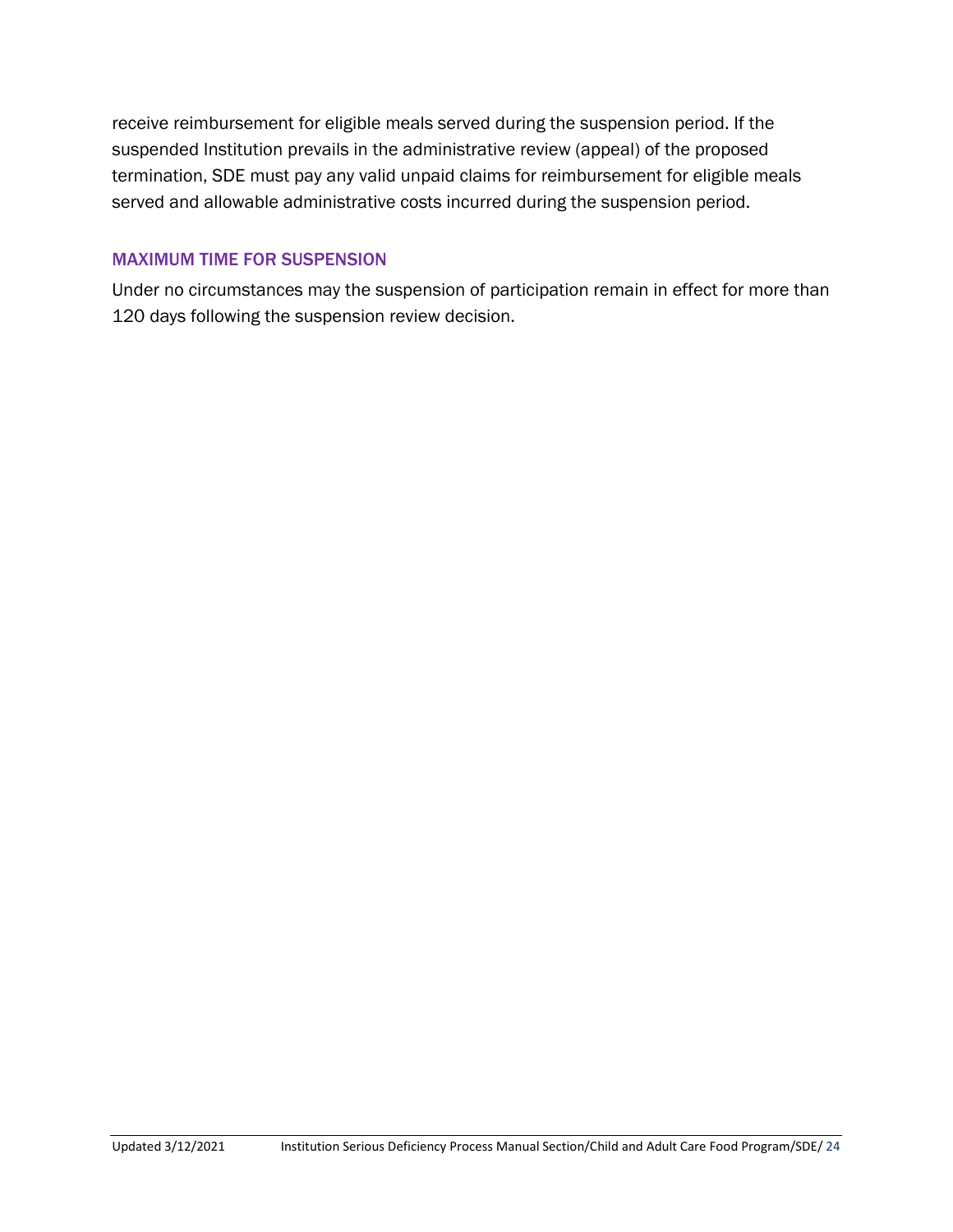receive reimbursement for eligible meals served during the suspension period. If the suspended Institution prevails in the administrative review (appeal) of the proposed termination, SDE must pay any valid unpaid claims for reimbursement for eligible meals served and allowable administrative costs incurred during the suspension period.

### MAXIMUM TIME FOR SUSPENSION

Under no circumstances may the suspension of participation remain in effect for more than 120 days following the suspension review decision.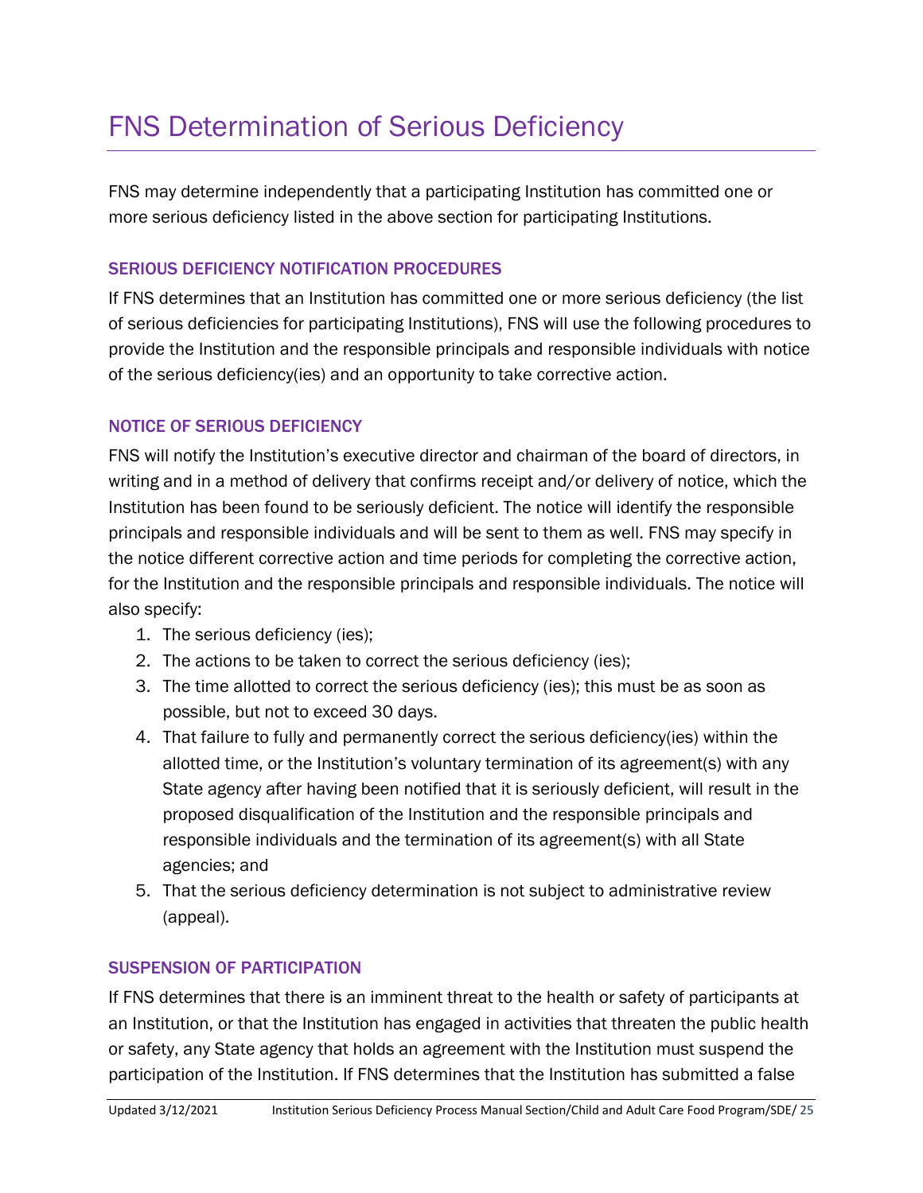# FNS Determination of Serious Deficiency

FNS may determine independently that a participating Institution has committed one or more serious deficiency listed in the above section for participating Institutions.

### SERIOUS DEFICIENCY NOTIFICATION PROCEDURES

If FNS determines that an Institution has committed one or more serious deficiency (the list of serious deficiencies for participating Institutions), FNS will use the following procedures to provide the Institution and the responsible principals and responsible individuals with notice of the serious deficiency(ies) and an opportunity to take corrective action.

### NOTICE OF SERIOUS DEFICIENCY

FNS will notify the Institution's executive director and chairman of the board of directors, in writing and in a method of delivery that confirms receipt and/or delivery of notice, which the Institution has been found to be seriously deficient. The notice will identify the responsible principals and responsible individuals and will be sent to them as well. FNS may specify in the notice different corrective action and time periods for completing the corrective action, for the Institution and the responsible principals and responsible individuals. The notice will also specify:

1. The serious deficiency (ies);
2. The actions to be taken to correct the serious deficiency (ies);
3. The time allotted to correct the serious deficiency (ies); this must be as soon as possible, but not to exceed 30 days.
4. That failure to fully and permanently correct the serious deficiency(ies) within the allotted time, or the Institution's voluntary termination of its agreement(s) with any State agency after having been notified that it is seriously deficient, will result in the proposed disqualification of the Institution and the responsible principals and responsible individuals and the termination of its agreement(s) with all State agencies; and
5. That the serious deficiency determination is not subject to administrative review (appeal).

### SUSPENSION OF PARTICIPATION

If FNS determines that there is an imminent threat to the health or safety of participants at an Institution, or that the Institution has engaged in activities that threaten the public health or safety, any State agency that holds an agreement with the Institution must suspend the participation of the Institution. If FNS determines that the Institution has submitted a false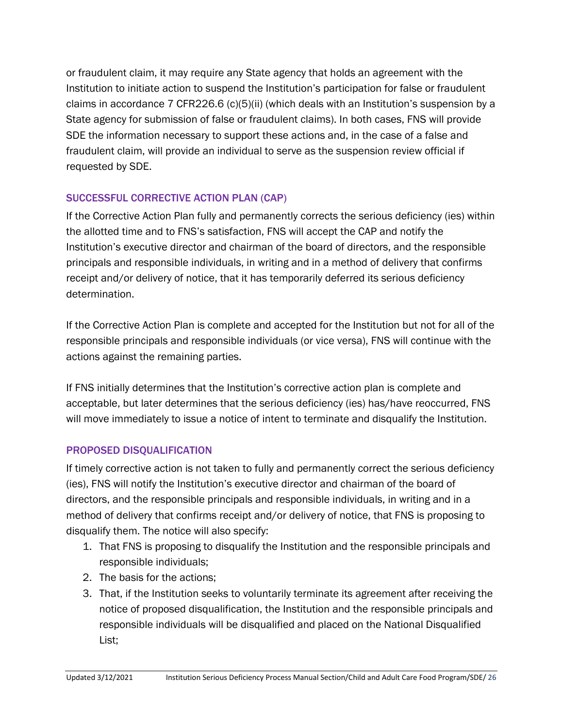or fraudulent claim, it may require any State agency that holds an agreement with the Institution to initiate action to suspend the Institution's participation for false or fraudulent claims in accordance 7 CFR226.6 (c)(5)(ii) (which deals with an Institution's suspension by a State agency for submission of false or fraudulent claims). In both cases, FNS will provide SDE the information necessary to support these actions and, in the case of a false and fraudulent claim, will provide an individual to serve as the suspension review official if requested by SDE.

### SUCCESSFUL CORRECTIVE ACTION PLAN (CAP)

If the Corrective Action Plan fully and permanently corrects the serious deficiency (ies) within the allotted time and to FNS's satisfaction, FNS will accept the CAP and notify the Institution's executive director and chairman of the board of directors, and the responsible principals and responsible individuals, in writing and in a method of delivery that confirms receipt and/or delivery of notice, that it has temporarily deferred its serious deficiency determination.

If the Corrective Action Plan is complete and accepted for the Institution but not for all of the responsible principals and responsible individuals (or vice versa), FNS will continue with the actions against the remaining parties.

If FNS initially determines that the Institution's corrective action plan is complete and acceptable, but later determines that the serious deficiency (ies) has/have reoccurred, FNS will move immediately to issue a notice of intent to terminate and disqualify the Institution.

### PROPOSED DISQUALIFICATION

If timely corrective action is not taken to fully and permanently correct the serious deficiency (ies), FNS will notify the Institution's executive director and chairman of the board of directors, and the responsible principals and responsible individuals, in writing and in a method of delivery that confirms receipt and/or delivery of notice, that FNS is proposing to disqualify them. The notice will also specify:

1. That FNS is proposing to disqualify the Institution and the responsible principals and responsible individuals;
2. The basis for the actions;
3. That, if the Institution seeks to voluntarily terminate its agreement after receiving the notice of proposed disqualification, the Institution and the responsible principals and responsible individuals will be disqualified and placed on the National Disqualified List;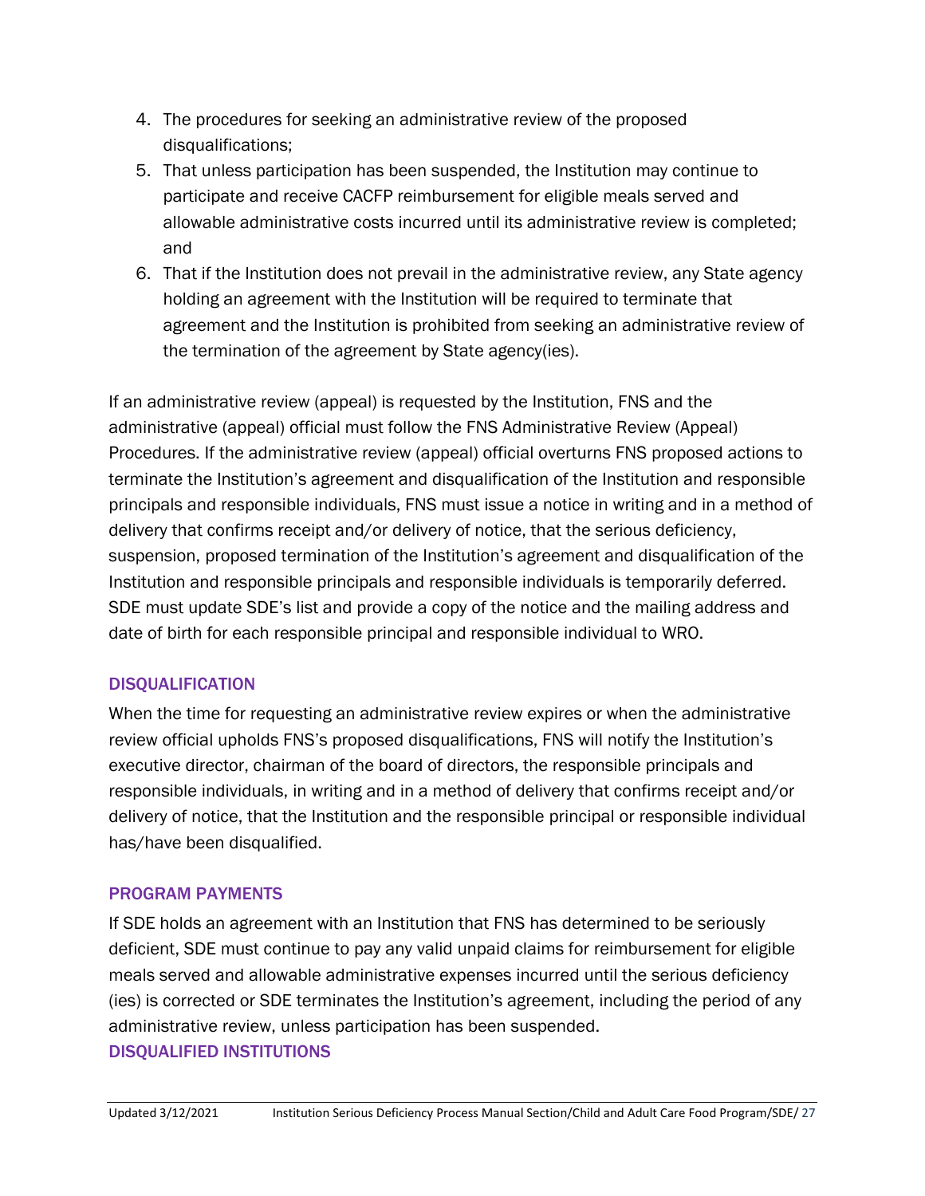4. The procedures for seeking an administrative review of the proposed disqualifications;
5. That unless participation has been suspended, the Institution may continue to participate and receive CACFP reimbursement for eligible meals served and allowable administrative costs incurred until its administrative review is completed; and
6. That if the Institution does not prevail in the administrative review, any State agency holding an agreement with the Institution will be required to terminate that agreement and the Institution is prohibited from seeking an administrative review of the termination of the agreement by State agency(ies).

If an administrative review (appeal) is requested by the Institution, FNS and the administrative (appeal) official must follow the FNS Administrative Review (Appeal) Procedures. If the administrative review (appeal) official overturns FNS proposed actions to terminate the Institution's agreement and disqualification of the Institution and responsible principals and responsible individuals, FNS must issue a notice in writing and in a method of delivery that confirms receipt and/or delivery of notice, that the serious deficiency, suspension, proposed termination of the Institution's agreement and disqualification of the Institution and responsible principals and responsible individuals is temporarily deferred. SDE must update SDE's list and provide a copy of the notice and the mailing address and date of birth for each responsible principal and responsible individual to WRO.

## DISQUALIFICATION

When the time for requesting an administrative review expires or when the administrative review official upholds FNS's proposed disqualifications, FNS will notify the Institution's executive director, chairman of the board of directors, the responsible principals and responsible individuals, in writing and in a method of delivery that confirms receipt and/or delivery of notice, that the Institution and the responsible principal or responsible individual has/have been disqualified.

## PROGRAM PAYMENTS

If SDE holds an agreement with an Institution that FNS has determined to be seriously deficient, SDE must continue to pay any valid unpaid claims for reimbursement for eligible meals served and allowable administrative expenses incurred until the serious deficiency (ies) is corrected or SDE terminates the Institution's agreement, including the period of any administrative review, unless participation has been suspended.

## DISQUALIFIED INSTITUTIONS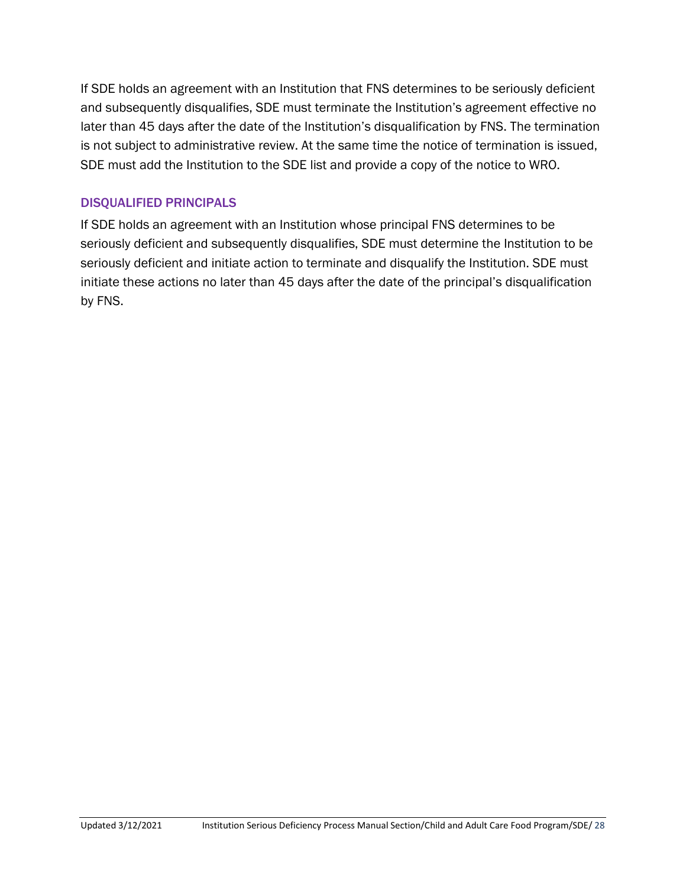If SDE holds an agreement with an Institution that FNS determines to be seriously deficient and subsequently disqualifies, SDE must terminate the Institution's agreement effective no later than 45 days after the date of the Institution's disqualification by FNS. The termination is not subject to administrative review. At the same time the notice of termination is issued, SDE must add the Institution to the SDE list and provide a copy of the notice to WRO.

## DISQUALIFIED PRINCIPALS

If SDE holds an agreement with an Institution whose principal FNS determines to be seriously deficient and subsequently disqualifies, SDE must determine the Institution to be seriously deficient and initiate action to terminate and disqualify the Institution. SDE must initiate these actions no later than 45 days after the date of the principal's disqualification by FNS.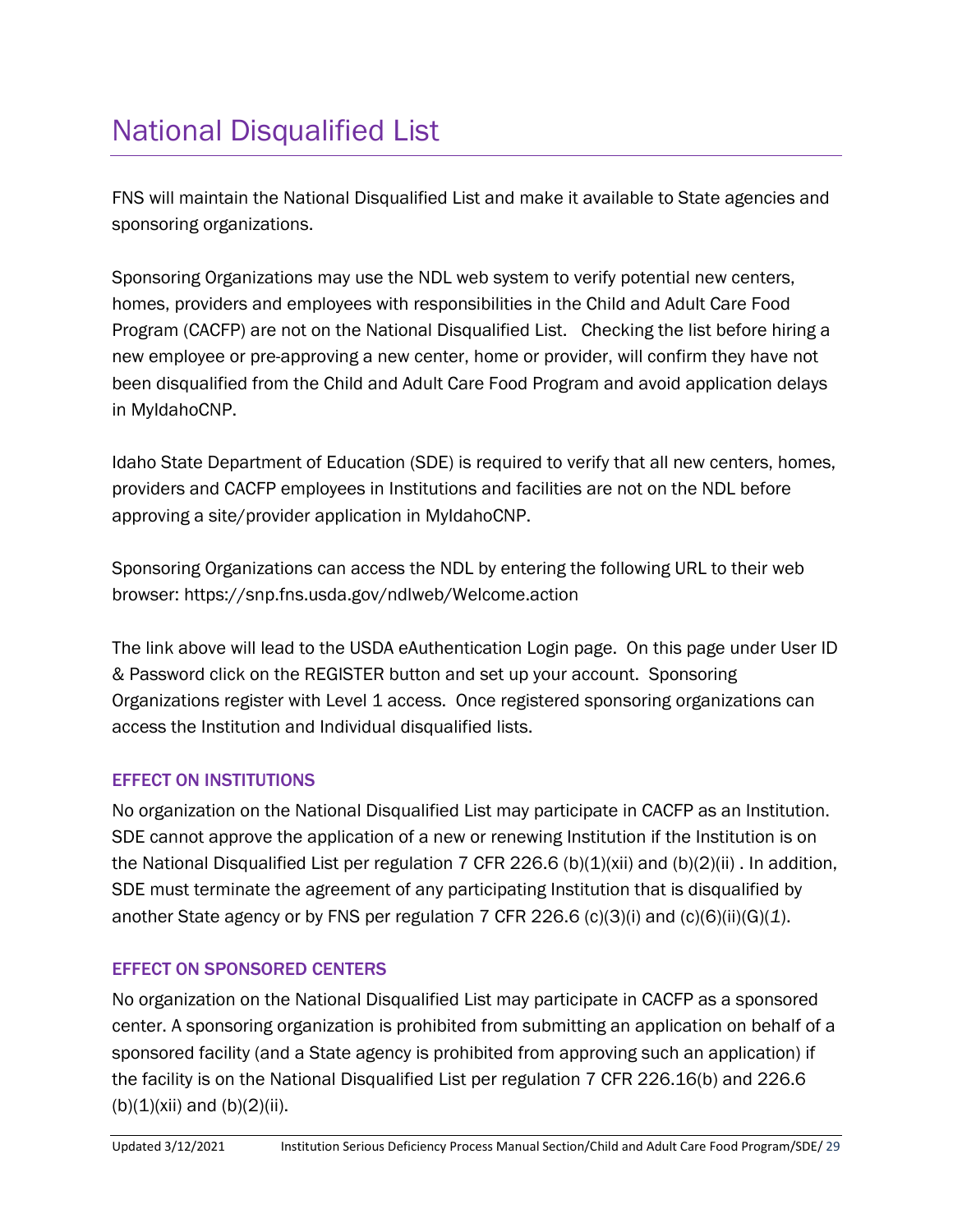# National Disqualified List

FNS will maintain the National Disqualified List and make it available to State agencies and sponsoring organizations.

Sponsoring Organizations may use the NDL web system to verify potential new centers, homes, providers and employees with responsibilities in the Child and Adult Care Food Program (CACFP) are not on the National Disqualified List.   Checking the list before hiring a new employee or pre-approving a new center, home or provider, will confirm they have not been disqualified from the Child and Adult Care Food Program and avoid application delays in MyIdahoCNP.

Idaho State Department of Education (SDE) is required to verify that all new centers, homes, providers and CACFP employees in Institutions and facilities are not on the NDL before approving a site/provider application in MyIdahoCNP.

Sponsoring Organizations can access the NDL by entering the following URL to their web browser: https://snp.fns.usda.gov/ndlweb/Welcome.action

The link above will lead to the USDA eAuthentication Login page.  On this page under User ID & Password click on the REGISTER button and set up your account.  Sponsoring Organizations register with Level 1 access.  Once registered sponsoring organizations can access the Institution and Individual disqualified lists.

### EFFECT ON INSTITUTIONS

No organization on the National Disqualified List may participate in CACFP as an Institution. SDE cannot approve the application of a new or renewing Institution if the Institution is on the National Disqualified List per regulation 7 CFR 226.6 (b)(1)(xii) and (b)(2)(ii) . In addition, SDE must terminate the agreement of any participating Institution that is disqualified by another State agency or by FNS per regulation 7 CFR 226.6 (c)(3)(i) and (c)(6)(ii)(G)(*1*).

### EFFECT ON SPONSORED CENTERS

No organization on the National Disqualified List may participate in CACFP as a sponsored center. A sponsoring organization is prohibited from submitting an application on behalf of a sponsored facility (and a State agency is prohibited from approving such an application) if the facility is on the National Disqualified List per regulation 7 CFR 226.16(b) and 226.6 (b)(1)(xii) and (b)(2)(ii).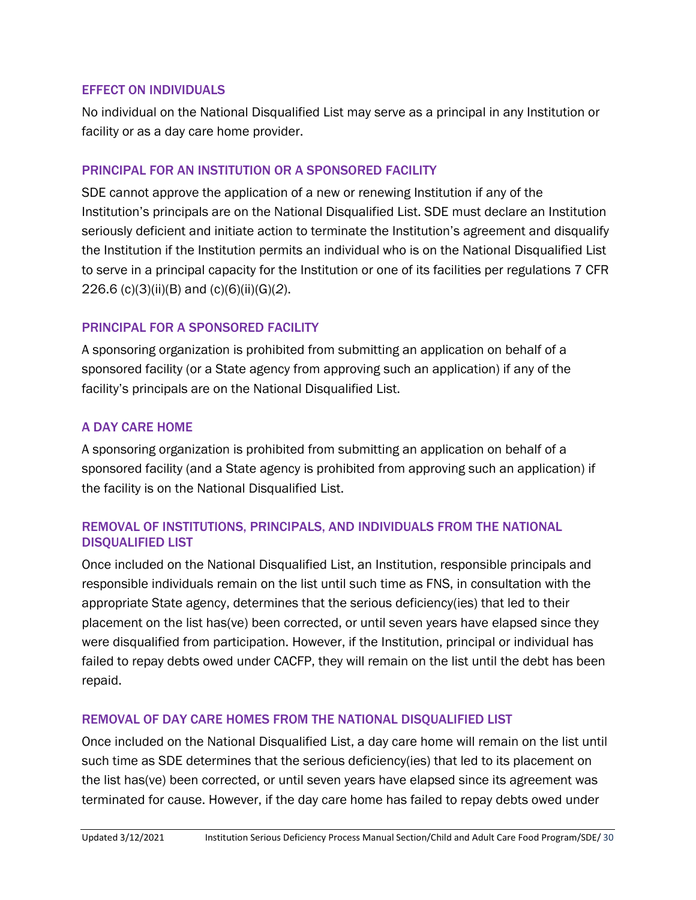### EFFECT ON INDIVIDUALS

No individual on the National Disqualified List may serve as a principal in any Institution or facility or as a day care home provider.

### PRINCIPAL FOR AN INSTITUTION OR A SPONSORED FACILITY

SDE cannot approve the application of a new or renewing Institution if any of the Institution's principals are on the National Disqualified List. SDE must declare an Institution seriously deficient and initiate action to terminate the Institution's agreement and disqualify the Institution if the Institution permits an individual who is on the National Disqualified List to serve in a principal capacity for the Institution or one of its facilities per regulations 7 CFR 226.6 (c)(3)(ii)(B) and (c)(6)(ii)(G)(*2*).

### PRINCIPAL FOR A SPONSORED FACILITY

A sponsoring organization is prohibited from submitting an application on behalf of a sponsored facility (or a State agency from approving such an application) if any of the facility's principals are on the National Disqualified List.

### A DAY CARE HOME

A sponsoring organization is prohibited from submitting an application on behalf of a sponsored facility (and a State agency is prohibited from approving such an application) if the facility is on the National Disqualified List.

### REMOVAL OF INSTITUTIONS, PRINCIPALS, AND INDIVIDUALS FROM THE NATIONAL DISQUALIFIED LIST

Once included on the National Disqualified List, an Institution, responsible principals and responsible individuals remain on the list until such time as FNS, in consultation with the appropriate State agency, determines that the serious deficiency(ies) that led to their placement on the list has(ve) been corrected, or until seven years have elapsed since they were disqualified from participation. However, if the Institution, principal or individual has failed to repay debts owed under CACFP, they will remain on the list until the debt has been repaid.

### REMOVAL OF DAY CARE HOMES FROM THE NATIONAL DISQUALIFIED LIST

Once included on the National Disqualified List, a day care home will remain on the list until such time as SDE determines that the serious deficiency(ies) that led to its placement on the list has(ve) been corrected, or until seven years have elapsed since its agreement was terminated for cause. However, if the day care home has failed to repay debts owed under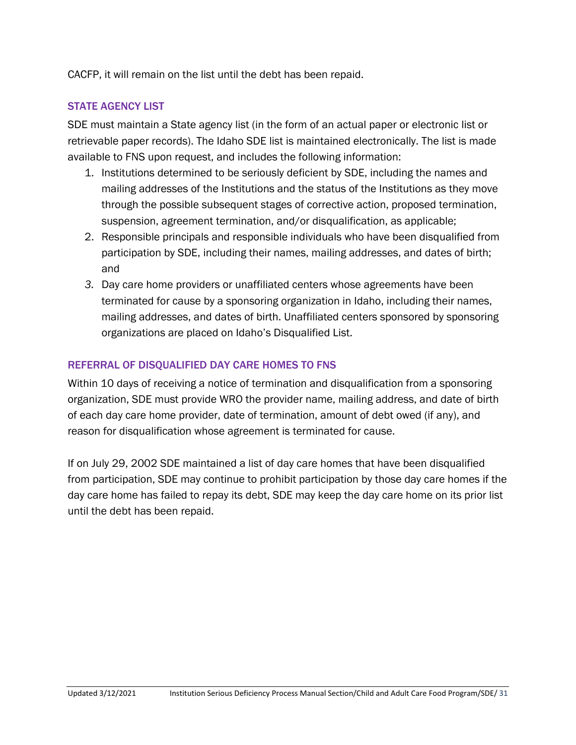CACFP, it will remain on the list until the debt has been repaid.

### STATE AGENCY LIST

SDE must maintain a State agency list (in the form of an actual paper or electronic list or retrievable paper records). The Idaho SDE list is maintained electronically. The list is made available to FNS upon request, and includes the following information:

1. Institutions determined to be seriously deficient by SDE, including the names and mailing addresses of the Institutions and the status of the Institutions as they move through the possible subsequent stages of corrective action, proposed termination, suspension, agreement termination, and/or disqualification, as applicable;
2. Responsible principals and responsible individuals who have been disqualified from participation by SDE, including their names, mailing addresses, and dates of birth; and
3. Day care home providers or unaffiliated centers whose agreements have been terminated for cause by a sponsoring organization in Idaho, including their names, mailing addresses, and dates of birth. Unaffiliated centers sponsored by sponsoring organizations are placed on Idaho's Disqualified List.

### REFERRAL OF DISQUALIFIED DAY CARE HOMES TO FNS

Within 10 days of receiving a notice of termination and disqualification from a sponsoring organization, SDE must provide WRO the provider name, mailing address, and date of birth of each day care home provider, date of termination, amount of debt owed (if any), and reason for disqualification whose agreement is terminated for cause.

If on July 29, 2002 SDE maintained a list of day care homes that have been disqualified from participation, SDE may continue to prohibit participation by those day care homes if the day care home has failed to repay its debt, SDE may keep the day care home on its prior list until the debt has been repaid.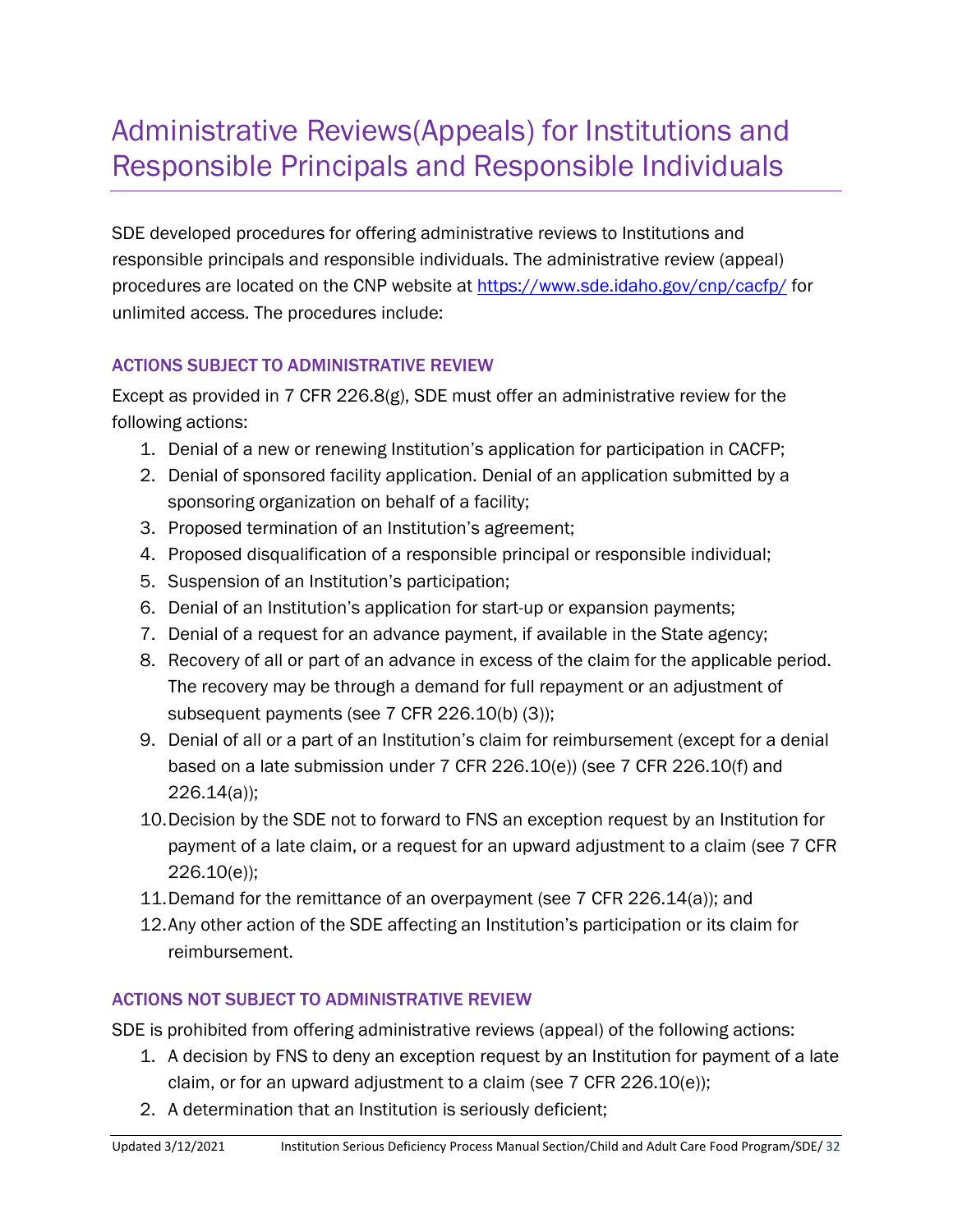# Administrative Reviews(Appeals) for Institutions and Responsible Principals and Responsible Individuals

SDE developed procedures for offering administrative reviews to Institutions and responsible principals and responsible individuals. The administrative review (appeal) procedures are located on the CNP website at [https://www.sde.idaho.gov/cnp/cacfp/](https://www.sde.idaho.gov/cnp/cacfp/) for unlimited access. The procedures include:

### ACTIONS SUBJECT TO ADMINISTRATIVE REVIEW

Except as provided in 7 CFR 226.8(g), SDE must offer an administrative review for the following actions:

1. Denial of a new or renewing Institution's application for participation in CACFP;
2. Denial of sponsored facility application. Denial of an application submitted by a sponsoring organization on behalf of a facility;
3. Proposed termination of an Institution's agreement;
4. Proposed disqualification of a responsible principal or responsible individual;
5. Suspension of an Institution's participation;
6. Denial of an Institution's application for start-up or expansion payments;
7. Denial of a request for an advance payment, if available in the State agency;
8. Recovery of all or part of an advance in excess of the claim for the applicable period. The recovery may be through a demand for full repayment or an adjustment of subsequent payments (see 7 CFR 226.10(b) (3));
9. Denial of all or a part of an Institution's claim for reimbursement (except for a denial based on a late submission under 7 CFR 226.10(e)) (see 7 CFR 226.10(f) and 226.14(a));
10. Decision by the SDE not to forward to FNS an exception request by an Institution for payment of a late claim, or a request for an upward adjustment to a claim (see 7 CFR 226.10(e));
11. Demand for the remittance of an overpayment (see 7 CFR 226.14(a)); and
12. Any other action of the SDE affecting an Institution's participation or its claim for reimbursement.

### ACTIONS NOT SUBJECT TO ADMINISTRATIVE REVIEW

SDE is prohibited from offering administrative reviews (appeal) of the following actions:

1. A decision by FNS to deny an exception request by an Institution for payment of a late claim, or for an upward adjustment to a claim (see 7 CFR 226.10(e));
2. A determination that an Institution is seriously deficient;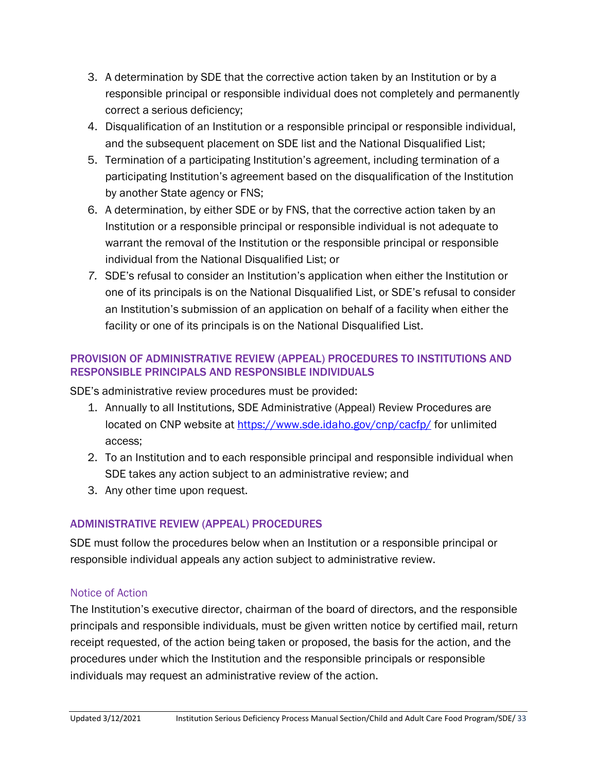3. A determination by SDE that the corrective action taken by an Institution or by a responsible principal or responsible individual does not completely and permanently correct a serious deficiency;
4. Disqualification of an Institution or a responsible principal or responsible individual, and the subsequent placement on SDE list and the National Disqualified List;
5. Termination of a participating Institution's agreement, including termination of a participating Institution's agreement based on the disqualification of the Institution by another State agency or FNS;
6. A determination, by either SDE or by FNS, that the corrective action taken by an Institution or a responsible principal or responsible individual is not adequate to warrant the removal of the Institution or the responsible principal or responsible individual from the National Disqualified List; or
7. SDE's refusal to consider an Institution's application when either the Institution or one of its principals is on the National Disqualified List, or SDE's refusal to consider an Institution's submission of an application on behalf of a facility when either the facility or one of its principals is on the National Disqualified List.

## PROVISION OF ADMINISTRATIVE REVIEW (APPEAL) PROCEDURES TO INSTITUTIONS AND RESPONSIBLE PRINCIPALS AND RESPONSIBLE INDIVIDUALS

SDE's administrative review procedures must be provided:

1. Annually to all Institutions, SDE Administrative (Appeal) Review Procedures are located on CNP website at [https://www.sde.idaho.gov/cnp/cacfp/](https://www.sde.idaho.gov/cnp/cacfp/) for unlimited access;
2. To an Institution and to each responsible principal and responsible individual when SDE takes any action subject to an administrative review; and
3. Any other time upon request.

## ADMINISTRATIVE REVIEW (APPEAL) PROCEDURES

SDE must follow the procedures below when an Institution or a responsible principal or responsible individual appeals any action subject to administrative review.

### Notice of Action

The Institution's executive director, chairman of the board of directors, and the responsible principals and responsible individuals, must be given written notice by certified mail, return receipt requested, of the action being taken or proposed, the basis for the action, and the procedures under which the Institution and the responsible principals or responsible individuals may request an administrative review of the action.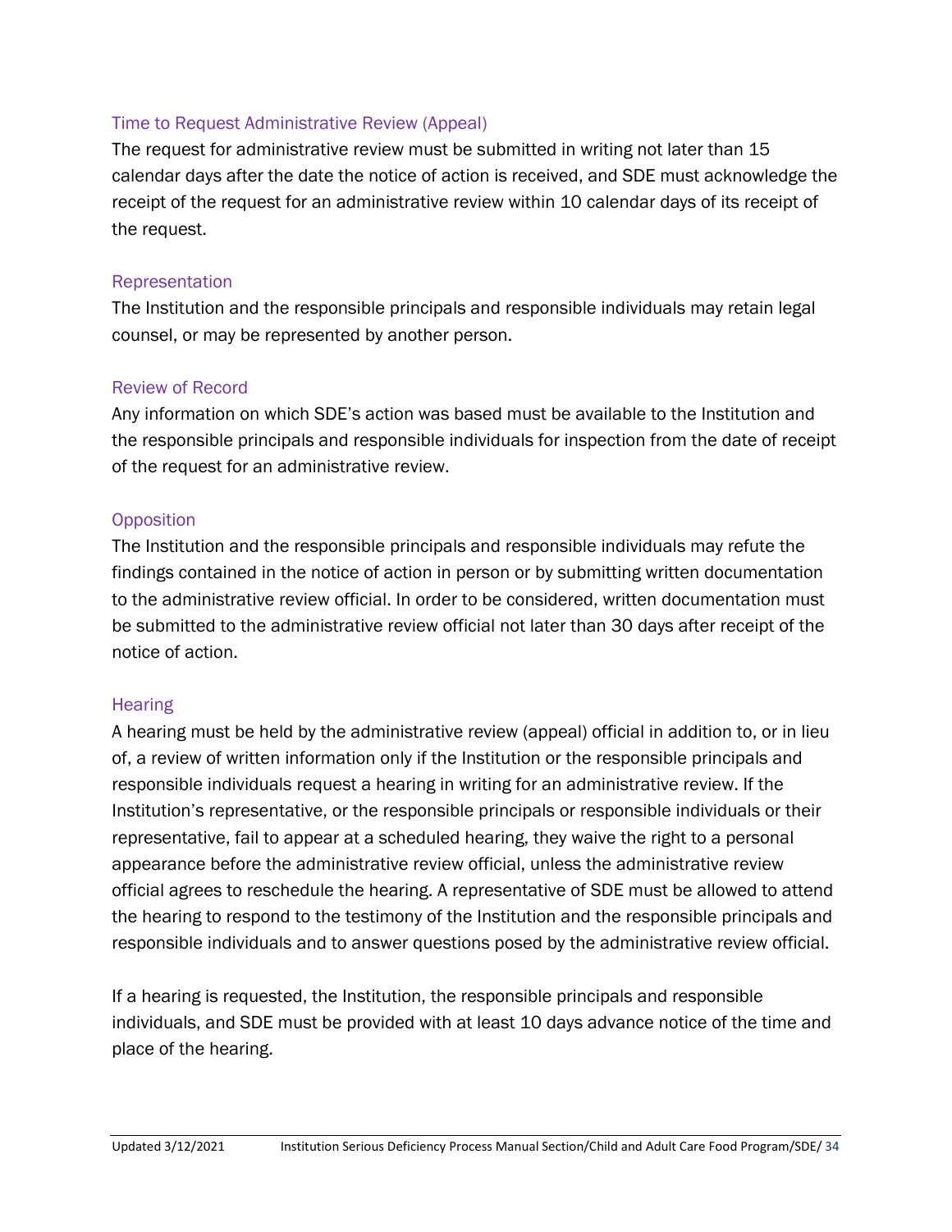### Time to Request Administrative Review (Appeal)

The request for administrative review must be submitted in writing not later than 15 calendar days after the date the notice of action is received, and SDE must acknowledge the receipt of the request for an administrative review within 10 calendar days of its receipt of the request.

### Representation

The Institution and the responsible principals and responsible individuals may retain legal counsel, or may be represented by another person.

### Review of Record

Any information on which SDE's action was based must be available to the Institution and the responsible principals and responsible individuals for inspection from the date of receipt of the request for an administrative review.

### Opposition

The Institution and the responsible principals and responsible individuals may refute the findings contained in the notice of action in person or by submitting written documentation to the administrative review official. In order to be considered, written documentation must be submitted to the administrative review official not later than 30 days after receipt of the notice of action.

### Hearing

A hearing must be held by the administrative review (appeal) official in addition to, or in lieu of, a review of written information only if the Institution or the responsible principals and responsible individuals request a hearing in writing for an administrative review. If the Institution's representative, or the responsible principals or responsible individuals or their representative, fail to appear at a scheduled hearing, they waive the right to a personal appearance before the administrative review official, unless the administrative review official agrees to reschedule the hearing. A representative of SDE must be allowed to attend the hearing to respond to the testimony of the Institution and the responsible principals and responsible individuals and to answer questions posed by the administrative review official.

If a hearing is requested, the Institution, the responsible principals and responsible individuals, and SDE must be provided with at least 10 days advance notice of the time and place of the hearing.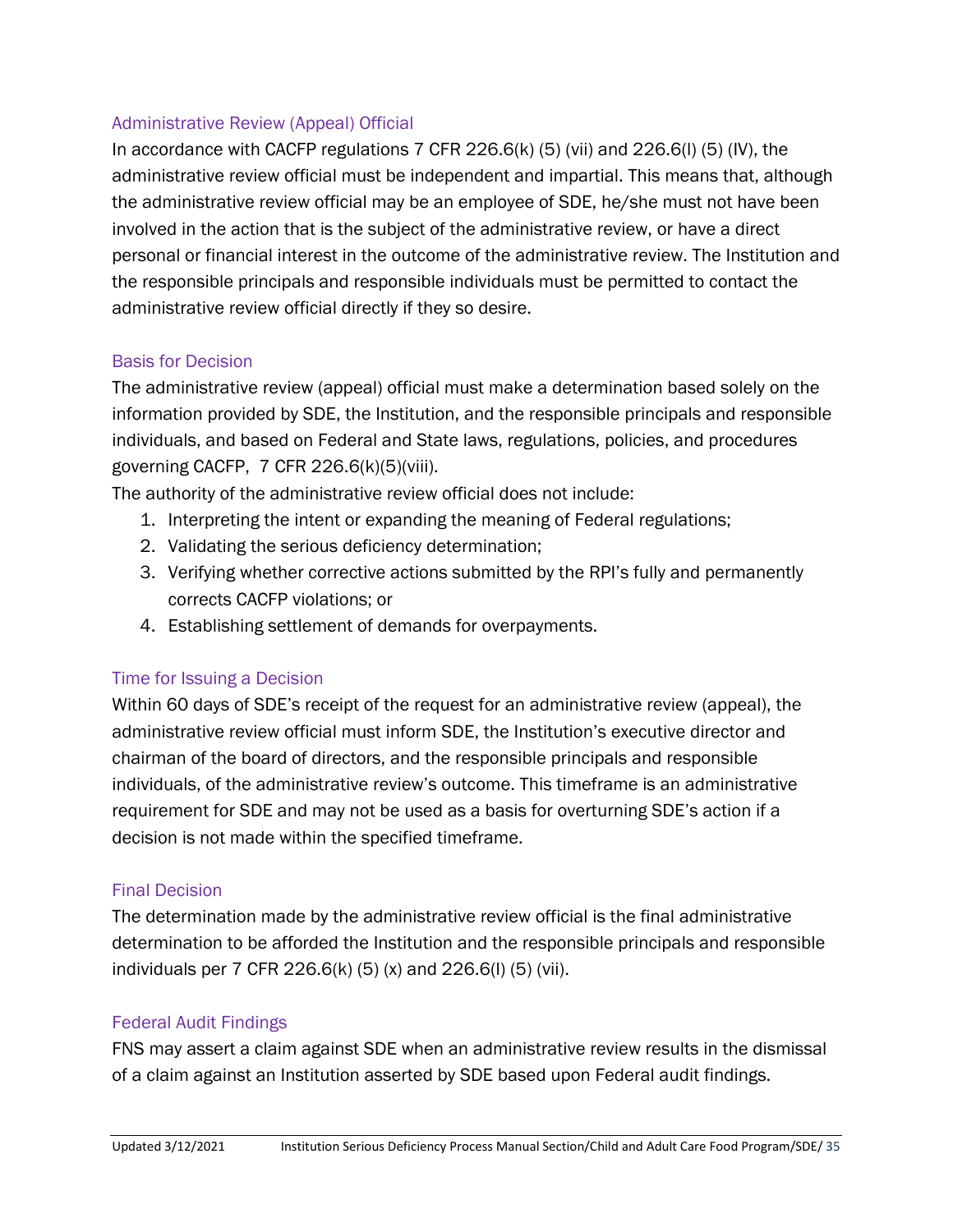### Administrative Review (Appeal) Official

In accordance with CACFP regulations 7 CFR 226.6(k) (5) (vii) and 226.6(l) (5) (IV), the administrative review official must be independent and impartial. This means that, although the administrative review official may be an employee of SDE, he/she must not have been involved in the action that is the subject of the administrative review, or have a direct personal or financial interest in the outcome of the administrative review. The Institution and the responsible principals and responsible individuals must be permitted to contact the administrative review official directly if they so desire.

### Basis for Decision

The administrative review (appeal) official must make a determination based solely on the information provided by SDE, the Institution, and the responsible principals and responsible individuals, and based on Federal and State laws, regulations, policies, and procedures governing CACFP, 7 CFR 226.6(k)(5)(viii).

The authority of the administrative review official does not include:

1. Interpreting the intent or expanding the meaning of Federal regulations;
2. Validating the serious deficiency determination;
3. Verifying whether corrective actions submitted by the RPI's fully and permanently corrects CACFP violations; or
4. Establishing settlement of demands for overpayments.

### Time for Issuing a Decision

Within 60 days of SDE's receipt of the request for an administrative review (appeal), the administrative review official must inform SDE, the Institution's executive director and chairman of the board of directors, and the responsible principals and responsible individuals, of the administrative review's outcome. This timeframe is an administrative requirement for SDE and may not be used as a basis for overturning SDE's action if a decision is not made within the specified timeframe.

### Final Decision

The determination made by the administrative review official is the final administrative determination to be afforded the Institution and the responsible principals and responsible individuals per 7 CFR 226.6(k) (5) (x) and 226.6(l) (5) (vii).

### Federal Audit Findings

FNS may assert a claim against SDE when an administrative review results in the dismissal of a claim against an Institution asserted by SDE based upon Federal audit findings.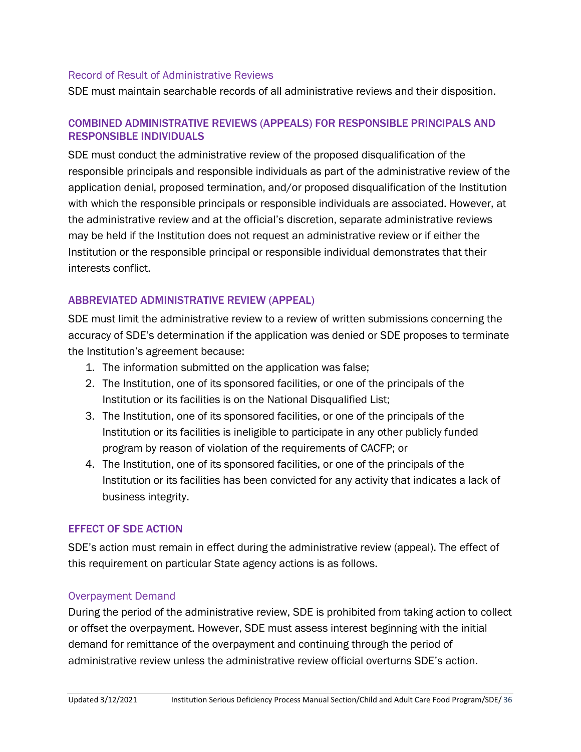### Record of Result of Administrative Reviews

SDE must maintain searchable records of all administrative reviews and their disposition.

## COMBINED ADMINISTRATIVE REVIEWS (APPEALS) FOR RESPONSIBLE PRINCIPALS AND RESPONSIBLE INDIVIDUALS

SDE must conduct the administrative review of the proposed disqualification of the responsible principals and responsible individuals as part of the administrative review of the application denial, proposed termination, and/or proposed disqualification of the Institution with which the responsible principals or responsible individuals are associated. However, at the administrative review and at the official's discretion, separate administrative reviews may be held if the Institution does not request an administrative review or if either the Institution or the responsible principal or responsible individual demonstrates that their interests conflict.

## ABBREVIATED ADMINISTRATIVE REVIEW (APPEAL)

SDE must limit the administrative review to a review of written submissions concerning the accuracy of SDE's determination if the application was denied or SDE proposes to terminate the Institution's agreement because:

1. The information submitted on the application was false;
2. The Institution, one of its sponsored facilities, or one of the principals of the Institution or its facilities is on the National Disqualified List;
3. The Institution, one of its sponsored facilities, or one of the principals of the Institution or its facilities is ineligible to participate in any other publicly funded program by reason of violation of the requirements of CACFP; or
4. The Institution, one of its sponsored facilities, or one of the principals of the Institution or its facilities has been convicted for any activity that indicates a lack of business integrity.

## EFFECT OF SDE ACTION

SDE's action must remain in effect during the administrative review (appeal). The effect of this requirement on particular State agency actions is as follows.

### Overpayment Demand

During the period of the administrative review, SDE is prohibited from taking action to collect or offset the overpayment. However, SDE must assess interest beginning with the initial demand for remittance of the overpayment and continuing through the period of administrative review unless the administrative review official overturns SDE's action.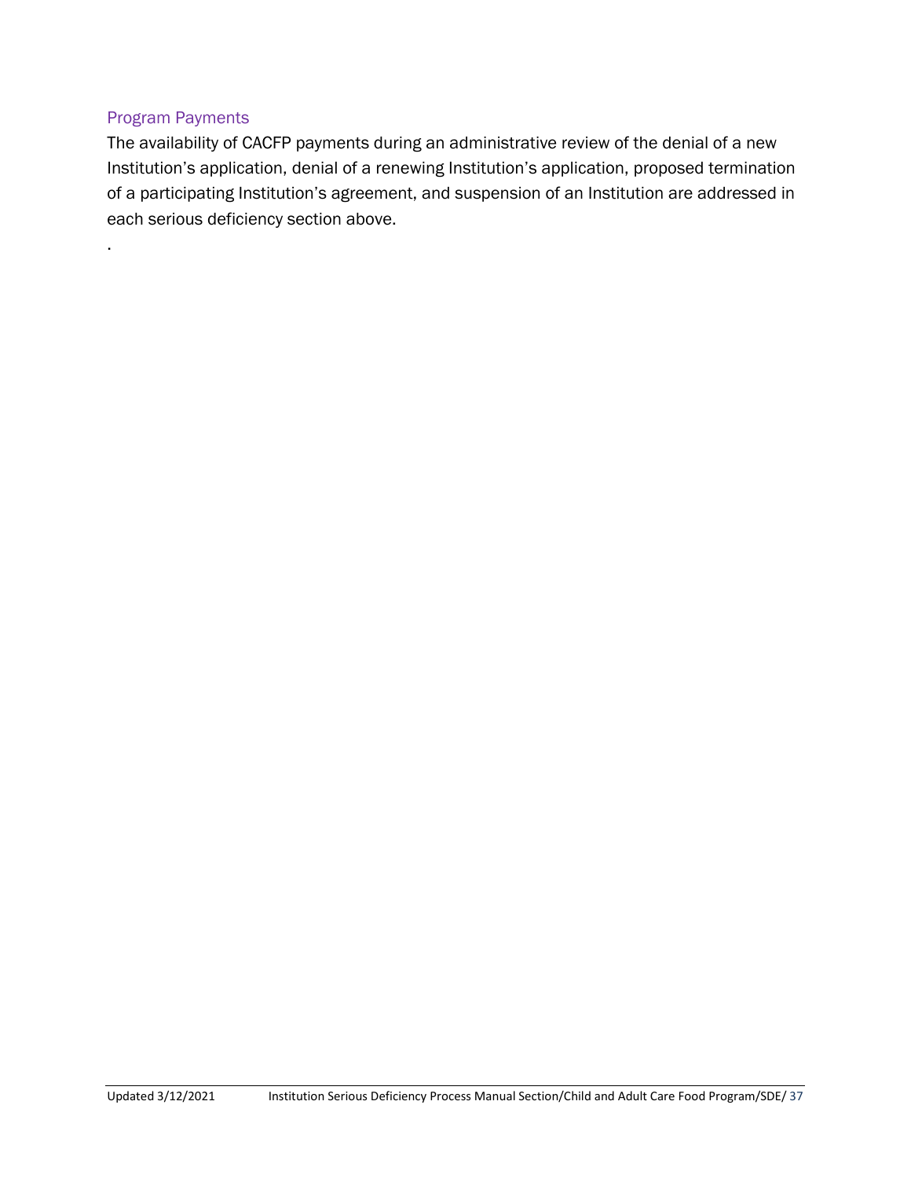## Program Payments

The availability of CACFP payments during an administrative review of the denial of a new Institution's application, denial of a renewing Institution's application, proposed termination of a participating Institution's agreement, and suspension of an Institution are addressed in each serious deficiency section above.

.